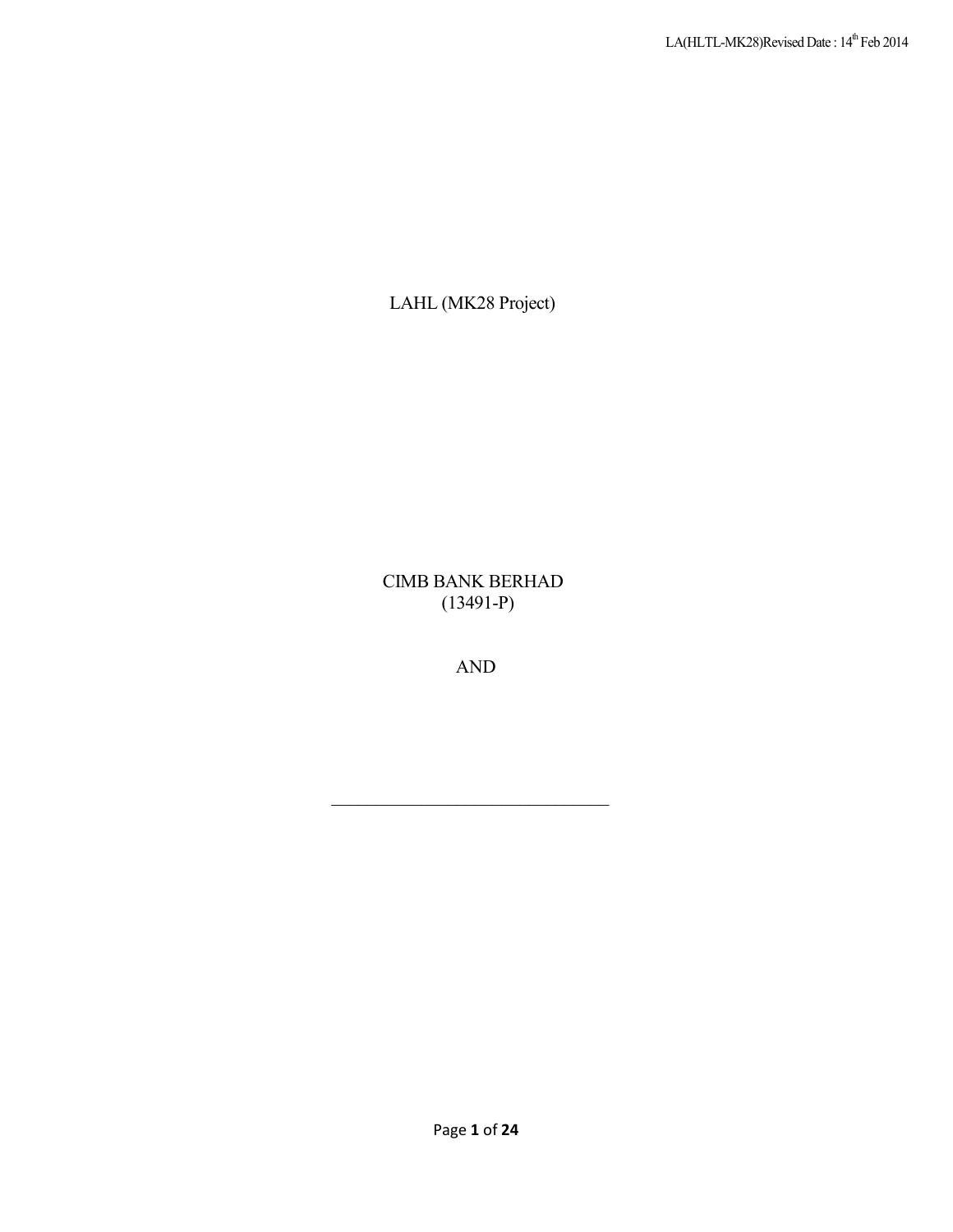LAHL (MK28 Project)

CIMB BANK BERHAD
(13491-P)

AND

\_\_\_\_\_\_\_\_\_\_\_\_\_\_\_\_\_\_\_\_\_\_\_\_\_\_\_\_\_\_\_\_\_\_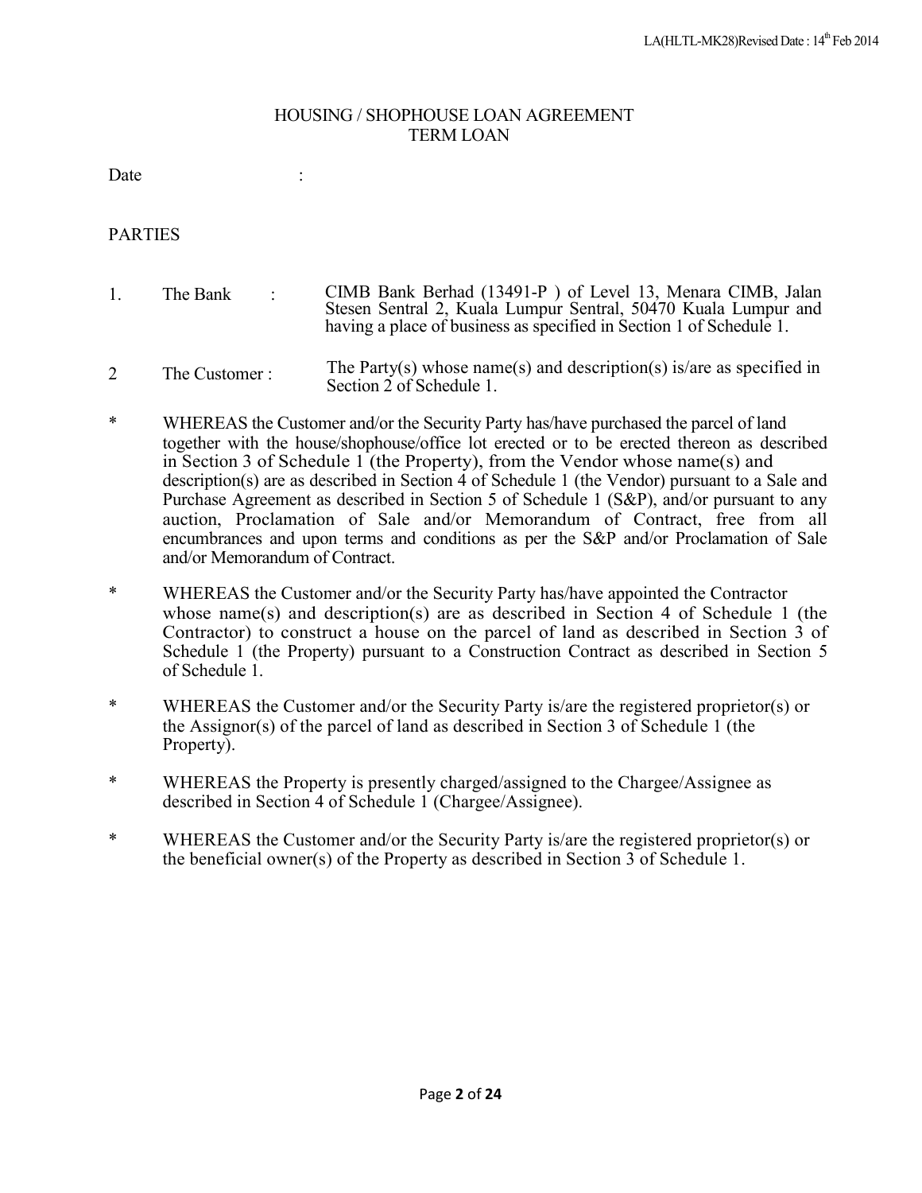# HOUSING / SHOPHOUSE LOAN AGREEMENT
## TERM LOAN

Date :

PARTIES

1. The Bank : CIMB Bank Berhad (13491-P ) of Level 13, Menara CIMB, Jalan Stesen Sentral 2, Kuala Lumpur Sentral, 50470 Kuala Lumpur and having a place of business as specified in Section 1 of Schedule 1.

2 The Customer : The Party(s) whose name(s) and description(s) is/are as specified in Section 2 of Schedule 1.

\* WHEREAS the Customer and/or the Security Party has/have purchased the parcel of land together with the house/shophouse/office lot erected or to be erected thereon as described in Section 3 of Schedule 1 (the Property), from the Vendor whose name(s) and description(s) are as described in Section 4 of Schedule 1 (the Vendor) pursuant to a Sale and Purchase Agreement as described in Section 5 of Schedule 1 (S&P), and/or pursuant to any auction, Proclamation of Sale and/or Memorandum of Contract, free from all encumbrances and upon terms and conditions as per the S&P and/or Proclamation of Sale and/or Memorandum of Contract.

\* WHEREAS the Customer and/or the Security Party has/have appointed the Contractor whose name(s) and description(s) are as described in Section 4 of Schedule 1 (the Contractor) to construct a house on the parcel of land as described in Section 3 of Schedule 1 (the Property) pursuant to a Construction Contract as described in Section 5 of Schedule 1.

\* WHEREAS the Customer and/or the Security Party is/are the registered proprietor(s) or the Assignor(s) of the parcel of land as described in Section 3 of Schedule 1 (the Property).

\* WHEREAS the Property is presently charged/assigned to the Chargee/Assignee as described in Section 4 of Schedule 1 (Chargee/Assignee).

\* WHEREAS the Customer and/or the Security Party is/are the registered proprietor(s) or the beneficial owner(s) of the Property as described in Section 3 of Schedule 1.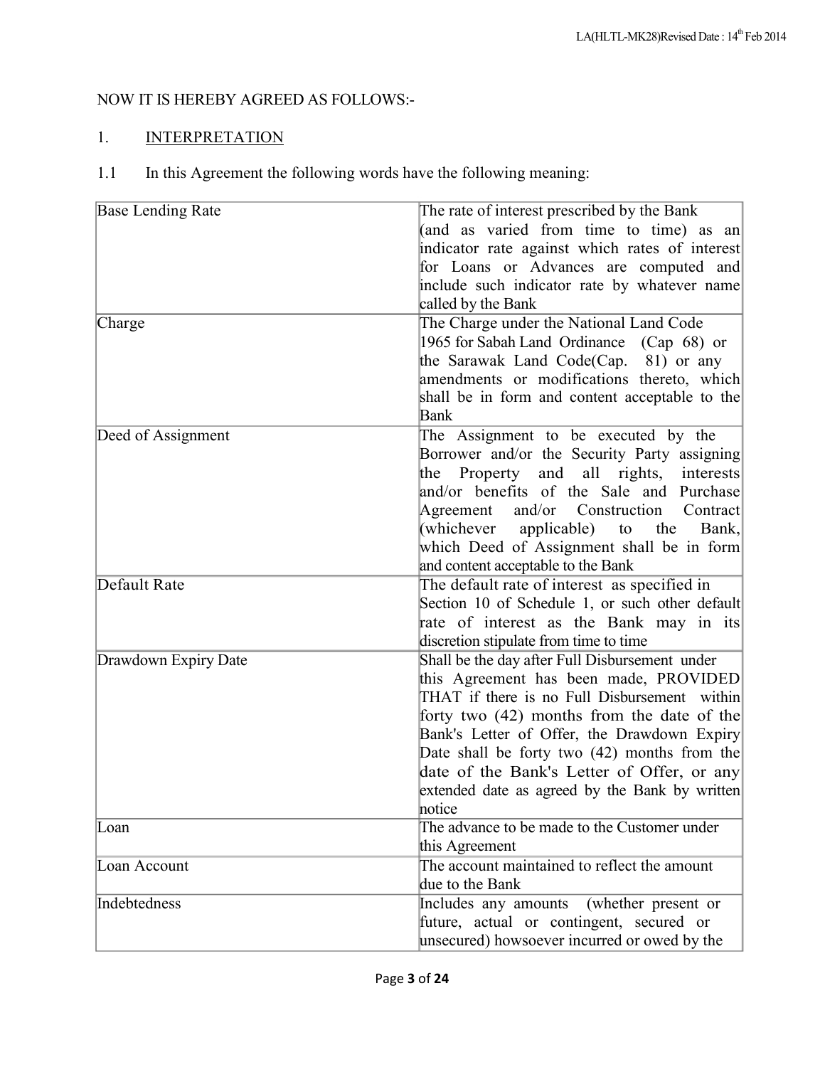NOW IT IS HEREBY AGREED AS FOLLOWS:-

## 1. INTERPRETATION

1.1 In this Agreement the following words have the following meaning:

| | |
|---|---|
| Base Lending Rate | The rate of interest prescribed by the Bank (and as varied from time to time) as an indicator rate against which rates of interest for Loans or Advances are computed and include such indicator rate by whatever name called by the Bank |
| Charge | The Charge under the National Land Code 1965 for Sabah Land Ordinance (Cap 68) or the Sarawak Land Code(Cap. 81) or any amendments or modifications thereto, which shall be in form and content acceptable to the Bank |
| Deed of Assignment | The Assignment to be executed by the Borrower and/or the Security Party assigning the Property and all rights, interests and/or benefits of the Sale and Purchase Agreement and/or Construction Contract (whichever applicable) to the Bank, which Deed of Assignment shall be in form and content acceptable to the Bank |
| Default Rate | The default rate of interest as specified in Section 10 of Schedule 1, or such other default rate of interest as the Bank may in its discretion stipulate from time to time |
| Drawdown Expiry Date | Shall be the day after Full Disbursement under this Agreement has been made, PROVIDED THAT if there is no Full Disbursement within forty two (42) months from the date of the Bank's Letter of Offer, the Drawdown Expiry Date shall be forty two (42) months from the date of the Bank's Letter of Offer, or any extended date as agreed by the Bank by written notice |
| Loan | The advance to be made to the Customer under this Agreement |
| Loan Account | The account maintained to reflect the amount due to the Bank |
| Indebtedness | Includes any amounts (whether present or future, actual or contingent, secured or unsecured) howsoever incurred or owed by the |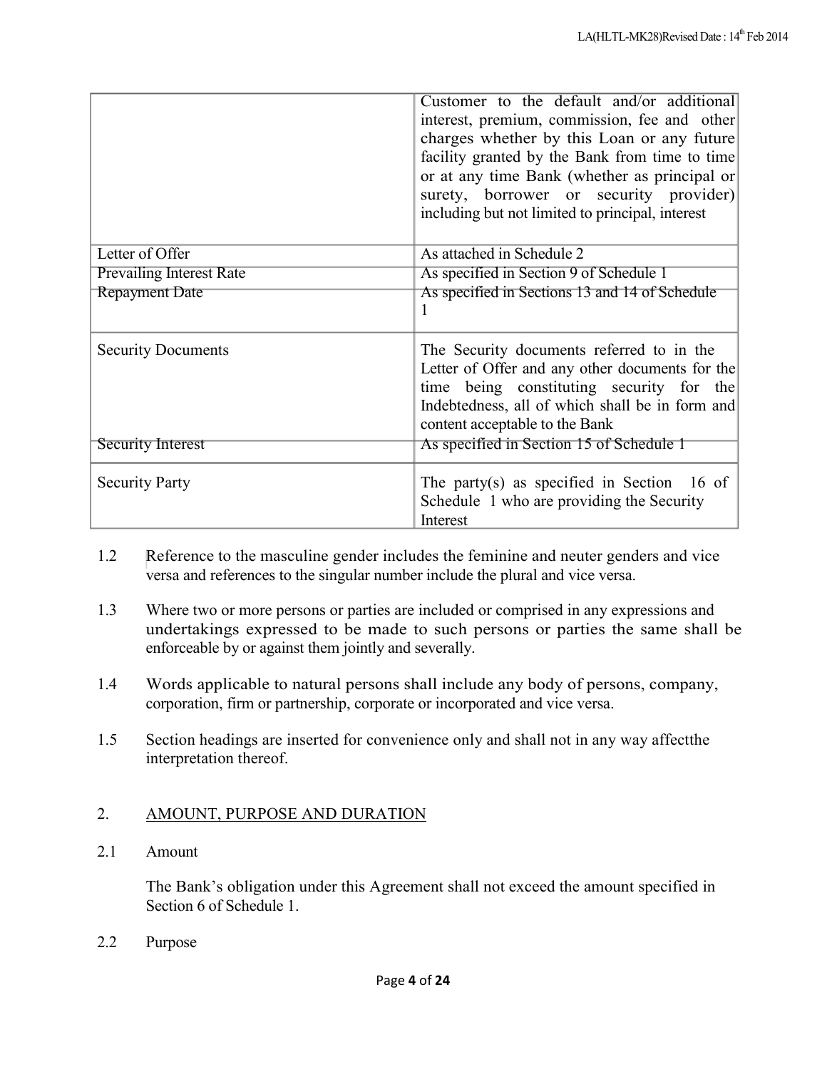| | |
|---|---|
| | Customer to the default and/or additional interest, premium, commission, fee and other charges whether by this Loan or any future facility granted by the Bank from time to time or at any time Bank (whether as principal or surety, borrower or security provider) including but not limited to principal, interest |
| Letter of Offer | As attached in Schedule 2 |
| Prevailing Interest Rate | As specified in Section 9 of Schedule 1 |
| Repayment Date | As specified in Sections 13 and 14 of Schedule 1 |
| Security Documents | The Security documents referred to in the Letter of Offer and any other documents for the time being constituting security for the Indebtedness, all of which shall be in form and content acceptable to the Bank |
| Security Interest | As specified in Section 15 of Schedule 1 |
| Security Party | The party(s) as specified in Section 16 of Schedule 1 who are providing the Security Interest |

1.2 Reference to the masculine gender includes the feminine and neuter genders and vice versa and references to the singular number include the plural and vice versa.

1.3 Where two or more persons or parties are included or comprised in any expressions and undertakings expressed to be made to such persons or parties the same shall be enforceable by or against them jointly and severally.

1.4 Words applicable to natural persons shall include any body of persons, company, corporation, firm or partnership, corporate or incorporated and vice versa.

1.5 Section headings are inserted for convenience only and shall not in any way affectthe interpretation thereof.

2. AMOUNT, PURPOSE AND DURATION

2.1 Amount

The Bank's obligation under this Agreement shall not exceed the amount specified in Section 6 of Schedule 1.

2.2 Purpose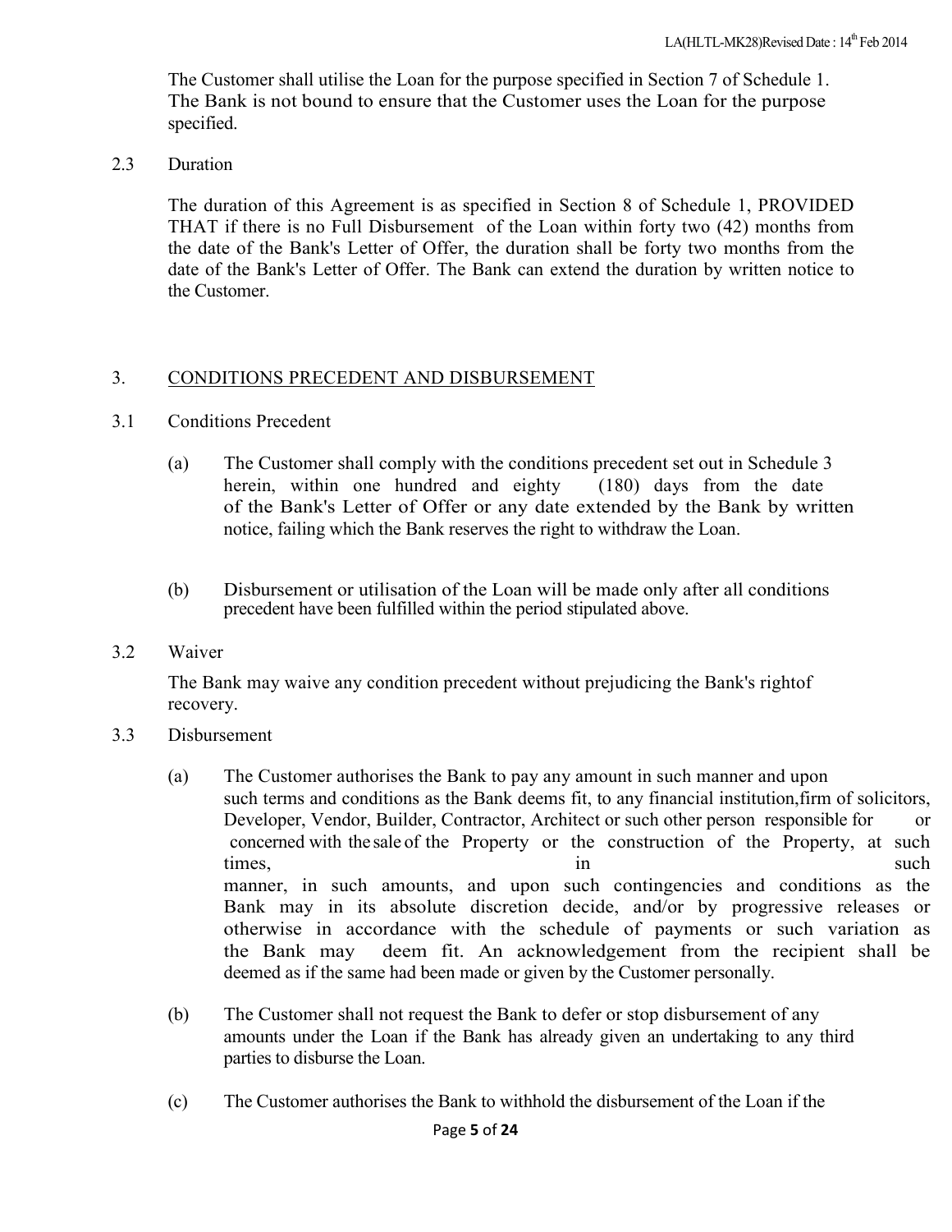The Customer shall utilise the Loan for the purpose specified in Section 7 of Schedule 1. The Bank is not bound to ensure that the Customer uses the Loan for the purpose specified.

2.3 Duration

The duration of this Agreement is as specified in Section 8 of Schedule 1, PROVIDED THAT if there is no Full Disbursement of the Loan within forty two (42) months from the date of the Bank's Letter of Offer, the duration shall be forty two months from the date of the Bank's Letter of Offer. The Bank can extend the duration by written notice to the Customer.

## 3. CONDITIONS PRECEDENT AND DISBURSEMENT

3.1 Conditions Precedent

(a) The Customer shall comply with the conditions precedent set out in Schedule 3 herein, within one hundred and eighty (180) days from the date of the Bank's Letter of Offer or any date extended by the Bank by written notice, failing which the Bank reserves the right to withdraw the Loan.

(b) Disbursement or utilisation of the Loan will be made only after all conditions precedent have been fulfilled within the period stipulated above.

3.2 Waiver

The Bank may waive any condition precedent without prejudicing the Bank's rightof recovery.

3.3 Disbursement

(a) The Customer authorises the Bank to pay any amount in such manner and upon such terms and conditions as the Bank deems fit, to any financial institution,firm of solicitors, Developer, Vendor, Builder, Contractor, Architect or such other person responsible for or concerned with the sale of the Property or the construction of the Property, at such times, in such manner, in such amounts, and upon such contingencies and conditions as the Bank may in its absolute discretion decide, and/or by progressive releases or otherwise in accordance with the schedule of payments or such variation as the Bank may deem fit. An acknowledgement from the recipient shall be deemed as if the same had been made or given by the Customer personally.

(b) The Customer shall not request the Bank to defer or stop disbursement of any amounts under the Loan if the Bank has already given an undertaking to any third parties to disburse the Loan.

(c) The Customer authorises the Bank to withhold the disbursement of the Loan if the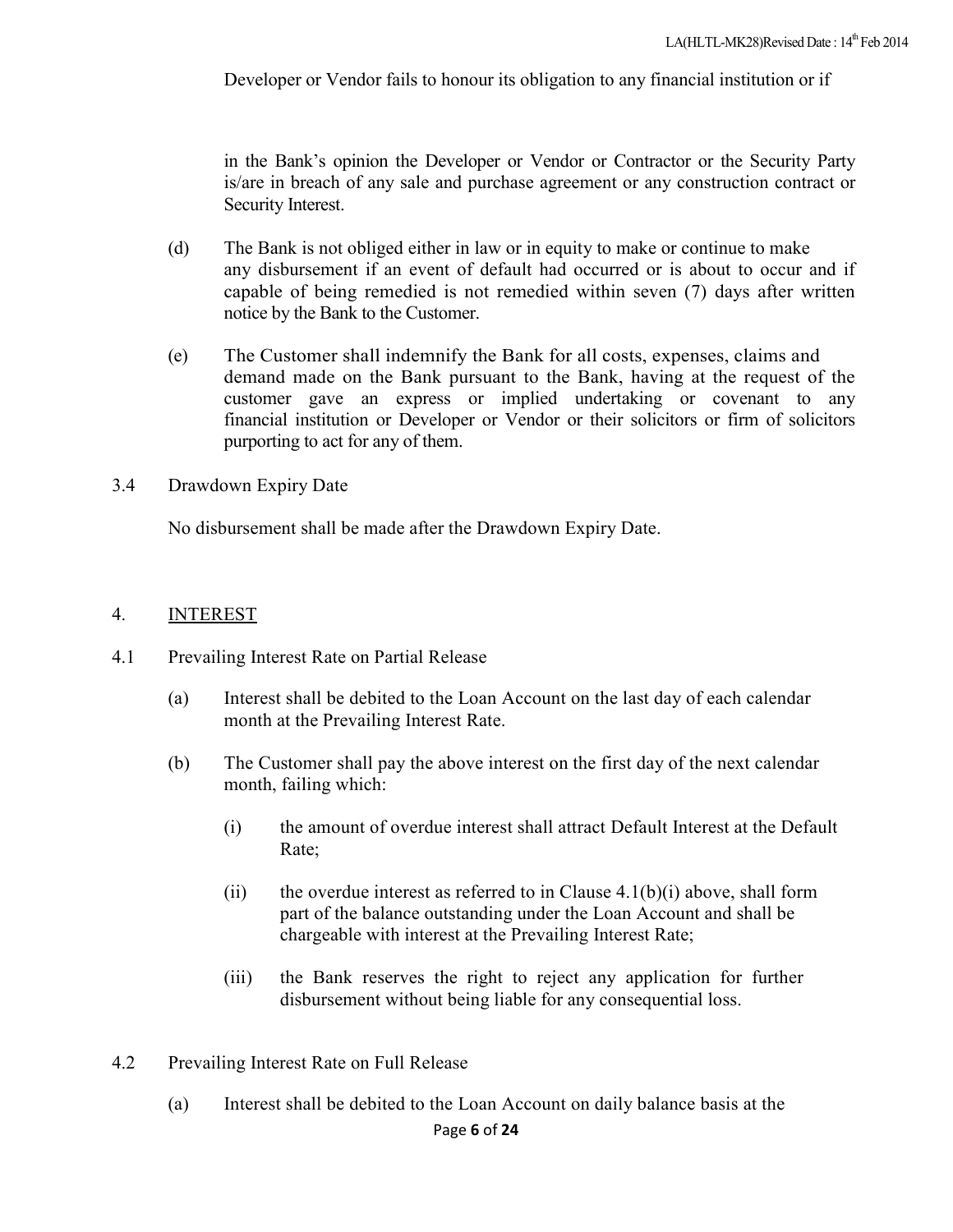Developer or Vendor fails to honour its obligation to any financial institution or if

in the Bank's opinion the Developer or Vendor or Contractor or the Security Party is/are in breach of any sale and purchase agreement or any construction contract or Security Interest.

(d) The Bank is not obliged either in law or in equity to make or continue to make any disbursement if an event of default had occurred or is about to occur and if capable of being remedied is not remedied within seven (7) days after written notice by the Bank to the Customer.

(e) The Customer shall indemnify the Bank for all costs, expenses, claims and demand made on the Bank pursuant to the Bank, having at the request of the customer gave an express or implied undertaking or covenant to any financial institution or Developer or Vendor or their solicitors or firm of solicitors purporting to act for any of them.

3.4 Drawdown Expiry Date

No disbursement shall be made after the Drawdown Expiry Date.

## 4. <u>INTEREST</u>

4.1 Prevailing Interest Rate on Partial Release

(a) Interest shall be debited to the Loan Account on the last day of each calendar month at the Prevailing Interest Rate.

(b) The Customer shall pay the above interest on the first day of the next calendar month, failing which:

(i) the amount of overdue interest shall attract Default Interest at the Default Rate;

(ii) the overdue interest as referred to in Clause 4.1(b)(i) above, shall form part of the balance outstanding under the Loan Account and shall be chargeable with interest at the Prevailing Interest Rate;

(iii) the Bank reserves the right to reject any application for further disbursement without being liable for any consequential loss.

4.2 Prevailing Interest Rate on Full Release

(a) Interest shall be debited to the Loan Account on daily balance basis at the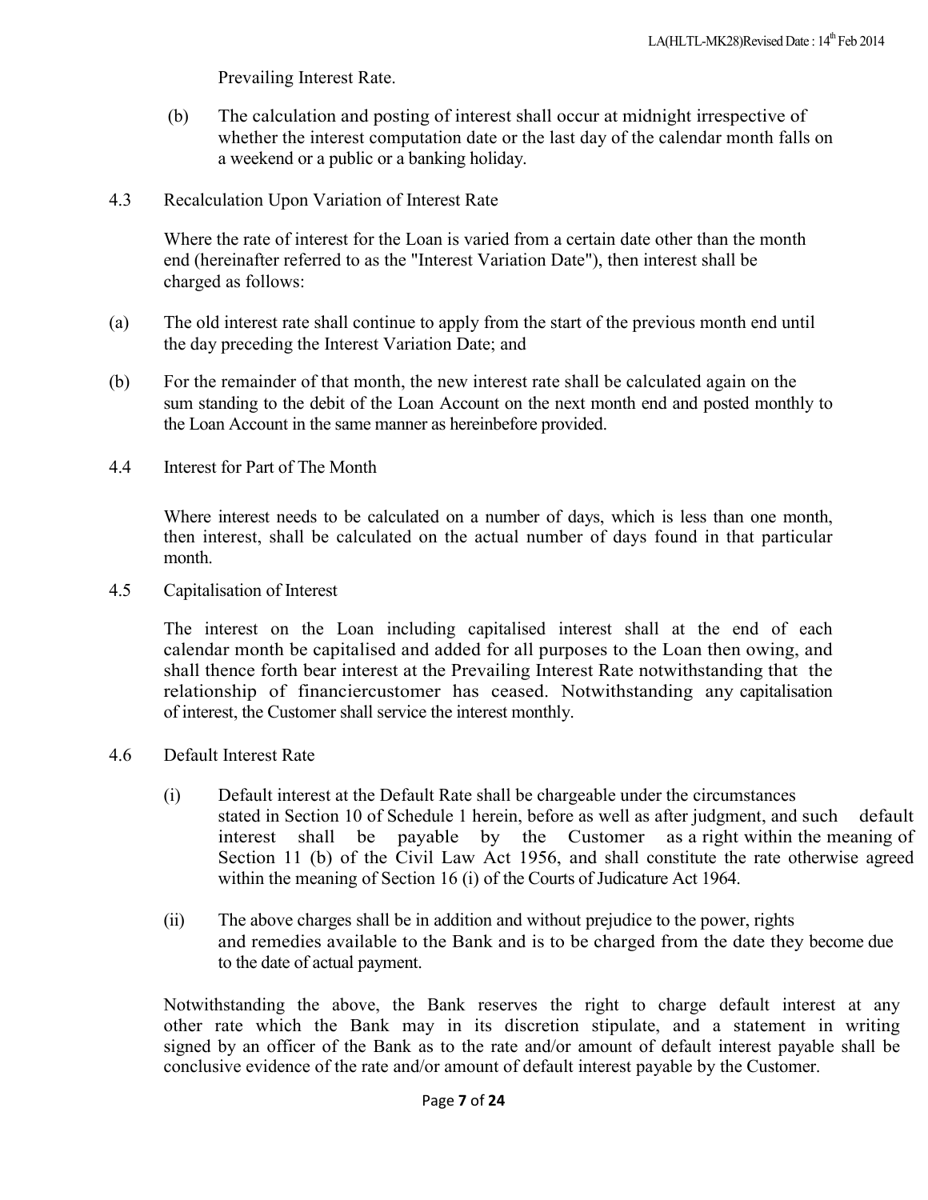Prevailing Interest Rate.

(b) The calculation and posting of interest shall occur at midnight irrespective of whether the interest computation date or the last day of the calendar month falls on a weekend or a public or a banking holiday.

4.3 Recalculation Upon Variation of Interest Rate

Where the rate of interest for the Loan is varied from a certain date other than the month end (hereinafter referred to as the "Interest Variation Date"), then interest shall be charged as follows:

(a) The old interest rate shall continue to apply from the start of the previous month end until the day preceding the Interest Variation Date; and

(b) For the remainder of that month, the new interest rate shall be calculated again on the sum standing to the debit of the Loan Account on the next month end and posted monthly to the Loan Account in the same manner as hereinbefore provided.

4.4 Interest for Part of The Month

Where interest needs to be calculated on a number of days, which is less than one month, then interest, shall be calculated on the actual number of days found in that particular month.

4.5 Capitalisation of Interest

The interest on the Loan including capitalised interest shall at the end of each calendar month be capitalised and added for all purposes to the Loan then owing, and shall thence forth bear interest at the Prevailing Interest Rate notwithstanding that the relationship of financiercustomer has ceased. Notwithstanding any capitalisation of interest, the Customer shall service the interest monthly.

4.6 Default Interest Rate

(i) Default interest at the Default Rate shall be chargeable under the circumstances stated in Section 10 of Schedule 1 herein, before as well as after judgment, and such default interest shall be payable by the Customer as a right within the meaning of Section 11 (b) of the Civil Law Act 1956, and shall constitute the rate otherwise agreed within the meaning of Section 16 (i) of the Courts of Judicature Act 1964.

(ii) The above charges shall be in addition and without prejudice to the power, rights and remedies available to the Bank and is to be charged from the date they become due to the date of actual payment.

Notwithstanding the above, the Bank reserves the right to charge default interest at any other rate which the Bank may in its discretion stipulate, and a statement in writing signed by an officer of the Bank as to the rate and/or amount of default interest payable shall be conclusive evidence of the rate and/or amount of default interest payable by the Customer.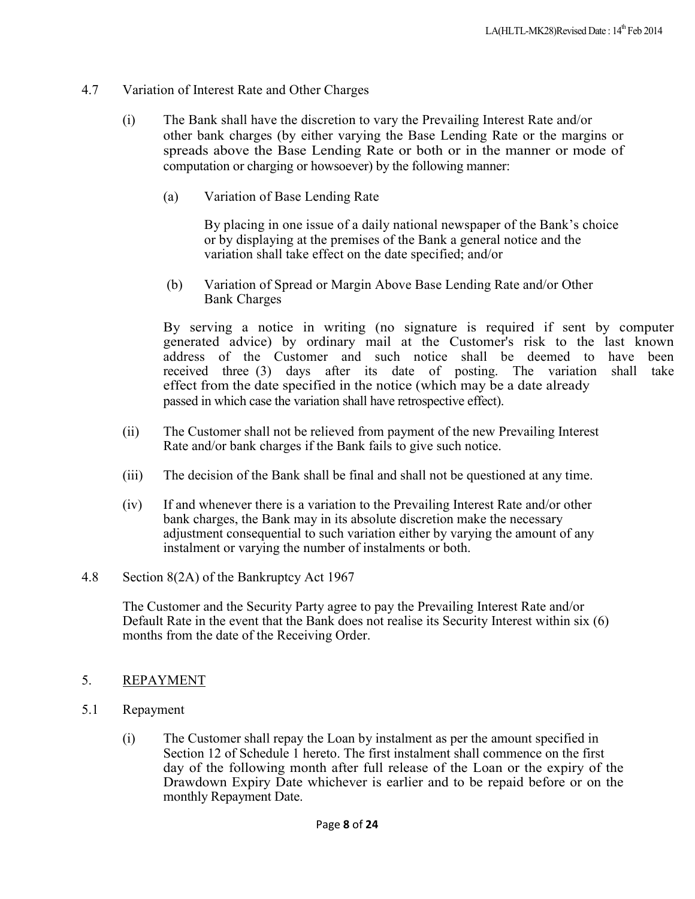4.7 Variation of Interest Rate and Other Charges

(i) The Bank shall have the discretion to vary the Prevailing Interest Rate and/or other bank charges (by either varying the Base Lending Rate or the margins or spreads above the Base Lending Rate or both or in the manner or mode of computation or charging or howsoever) by the following manner:

(a) Variation of Base Lending Rate

By placing in one issue of a daily national newspaper of the Bank's choice or by displaying at the premises of the Bank a general notice and the variation shall take effect on the date specified; and/or

(b) Variation of Spread or Margin Above Base Lending Rate and/or Other Bank Charges

By serving a notice in writing (no signature is required if sent by computer generated advice) by ordinary mail at the Customer's risk to the last known address of the Customer and such notice shall be deemed to have been received three (3) days after its date of posting. The variation shall take effect from the date specified in the notice (which may be a date already passed in which case the variation shall have retrospective effect).

(ii) The Customer shall not be relieved from payment of the new Prevailing Interest Rate and/or bank charges if the Bank fails to give such notice.

(iii) The decision of the Bank shall be final and shall not be questioned at any time.

(iv) If and whenever there is a variation to the Prevailing Interest Rate and/or other bank charges, the Bank may in its absolute discretion make the necessary adjustment consequential to such variation either by varying the amount of any instalment or varying the number of instalments or both.

4.8 Section 8(2A) of the Bankruptcy Act 1967

The Customer and the Security Party agree to pay the Prevailing Interest Rate and/or Default Rate in the event that the Bank does not realise its Security Interest within six (6) months from the date of the Receiving Order.

## 5. REPAYMENT

5.1 Repayment

(i) The Customer shall repay the Loan by instalment as per the amount specified in Section 12 of Schedule 1 hereto. The first instalment shall commence on the first day of the following month after full release of the Loan or the expiry of the Drawdown Expiry Date whichever is earlier and to be repaid before or on the monthly Repayment Date.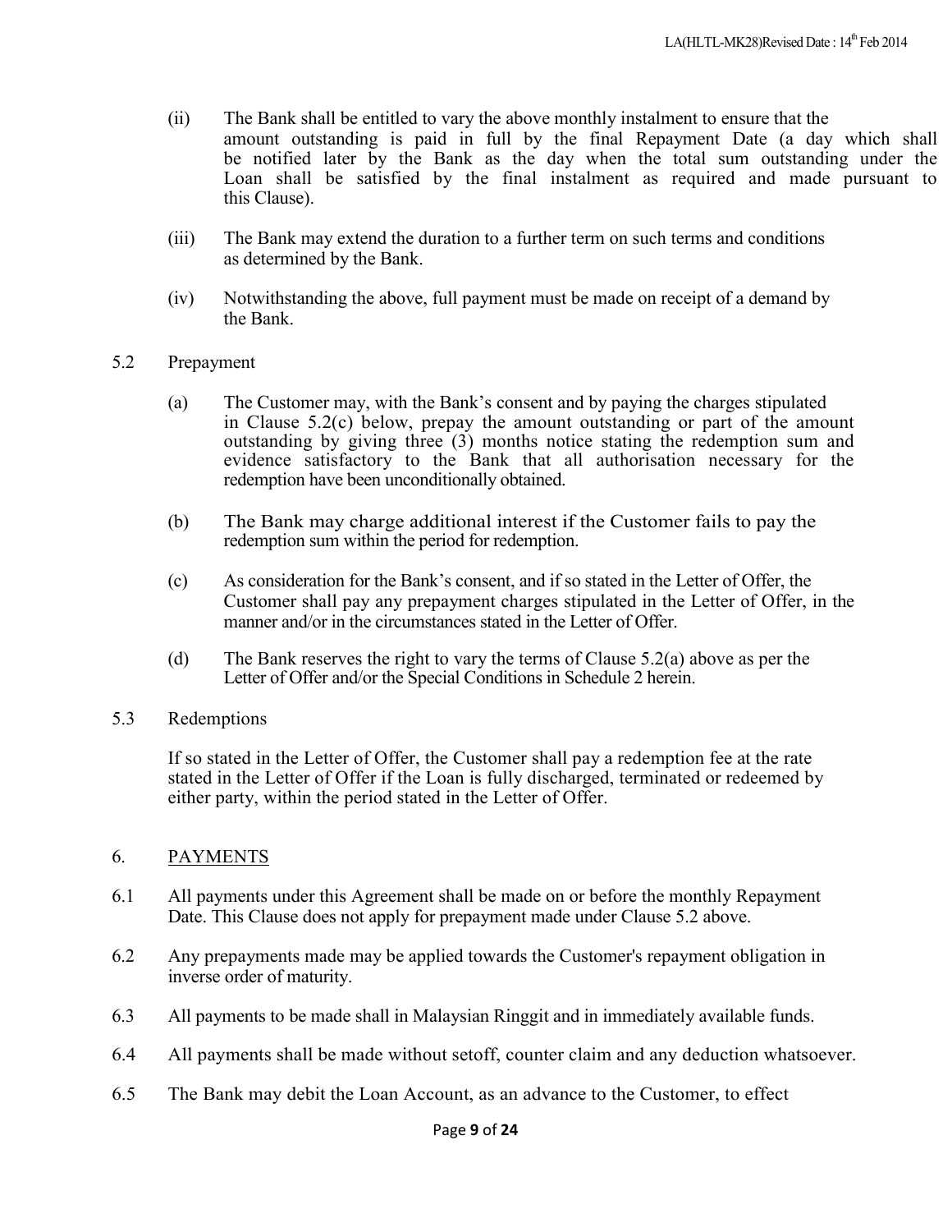(ii) The Bank shall be entitled to vary the above monthly instalment to ensure that the amount outstanding is paid in full by the final Repayment Date (a day which shall be notified later by the Bank as the day when the total sum outstanding under the Loan shall be satisfied by the final instalment as required and made pursuant to this Clause).

(iii) The Bank may extend the duration to a further term on such terms and conditions as determined by the Bank.

(iv) Notwithstanding the above, full payment must be made on receipt of a demand by the Bank.

5.2 Prepayment

(a) The Customer may, with the Bank's consent and by paying the charges stipulated in Clause 5.2(c) below, prepay the amount outstanding or part of the amount outstanding by giving three (3) months notice stating the redemption sum and evidence satisfactory to the Bank that all authorisation necessary for the redemption have been unconditionally obtained.

(b) The Bank may charge additional interest if the Customer fails to pay the redemption sum within the period for redemption.

(c) As consideration for the Bank's consent, and if so stated in the Letter of Offer, the Customer shall pay any prepayment charges stipulated in the Letter of Offer, in the manner and/or in the circumstances stated in the Letter of Offer.

(d) The Bank reserves the right to vary the terms of Clause 5.2(a) above as per the Letter of Offer and/or the Special Conditions in Schedule 2 herein.

5.3 Redemptions

If so stated in the Letter of Offer, the Customer shall pay a redemption fee at the rate stated in the Letter of Offer if the Loan is fully discharged, terminated or redeemed by either party, within the period stated in the Letter of Offer.

## 6. PAYMENTS

6.1 All payments under this Agreement shall be made on or before the monthly Repayment Date. This Clause does not apply for prepayment made under Clause 5.2 above.

6.2 Any prepayments made may be applied towards the Customer's repayment obligation in inverse order of maturity.

6.3 All payments to be made shall in Malaysian Ringgit and in immediately available funds.

6.4 All payments shall be made without setoff, counter claim and any deduction whatsoever.

6.5 The Bank may debit the Loan Account, as an advance to the Customer, to effect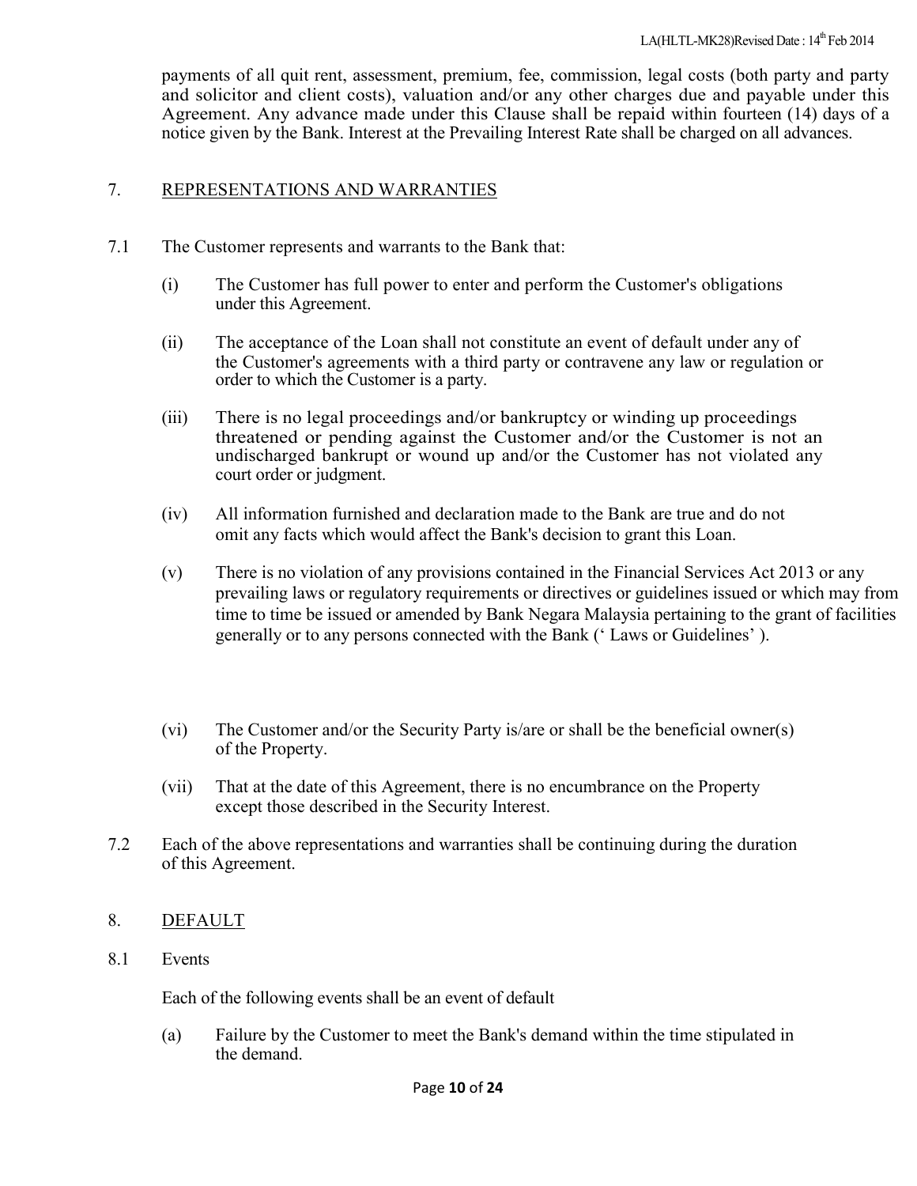payments of all quit rent, assessment, premium, fee, commission, legal costs (both party and party and solicitor and client costs), valuation and/or any other charges due and payable under this Agreement. Any advance made under this Clause shall be repaid within fourteen (14) days of a notice given by the Bank. Interest at the Prevailing Interest Rate shall be charged on all advances.

## 7. <u>REPRESENTATIONS AND WARRANTIES</u>

7.1 The Customer represents and warrants to the Bank that:

(i) The Customer has full power to enter and perform the Customer's obligations under this Agreement.

(ii) The acceptance of the Loan shall not constitute an event of default under any of the Customer's agreements with a third party or contravene any law or regulation or order to which the Customer is a party.

(iii) There is no legal proceedings and/or bankruptcy or winding up proceedings threatened or pending against the Customer and/or the Customer is not an undischarged bankrupt or wound up and/or the Customer has not violated any court order or judgment.

(iv) All information furnished and declaration made to the Bank are true and do not omit any facts which would affect the Bank's decision to grant this Loan.

(v) There is no violation of any provisions contained in the Financial Services Act 2013 or any prevailing laws or regulatory requirements or directives or guidelines issued or which may from time to time be issued or amended by Bank Negara Malaysia pertaining to the grant of facilities generally or to any persons connected with the Bank (' Laws or Guidelines' ).

(vi) The Customer and/or the Security Party is/are or shall be the beneficial owner(s) of the Property.

(vii) That at the date of this Agreement, there is no encumbrance on the Property except those described in the Security Interest.

7.2 Each of the above representations and warranties shall be continuing during the duration of this Agreement.

## 8. <u>DEFAULT</u>

8.1 Events

Each of the following events shall be an event of default

(a) Failure by the Customer to meet the Bank's demand within the time stipulated in the demand.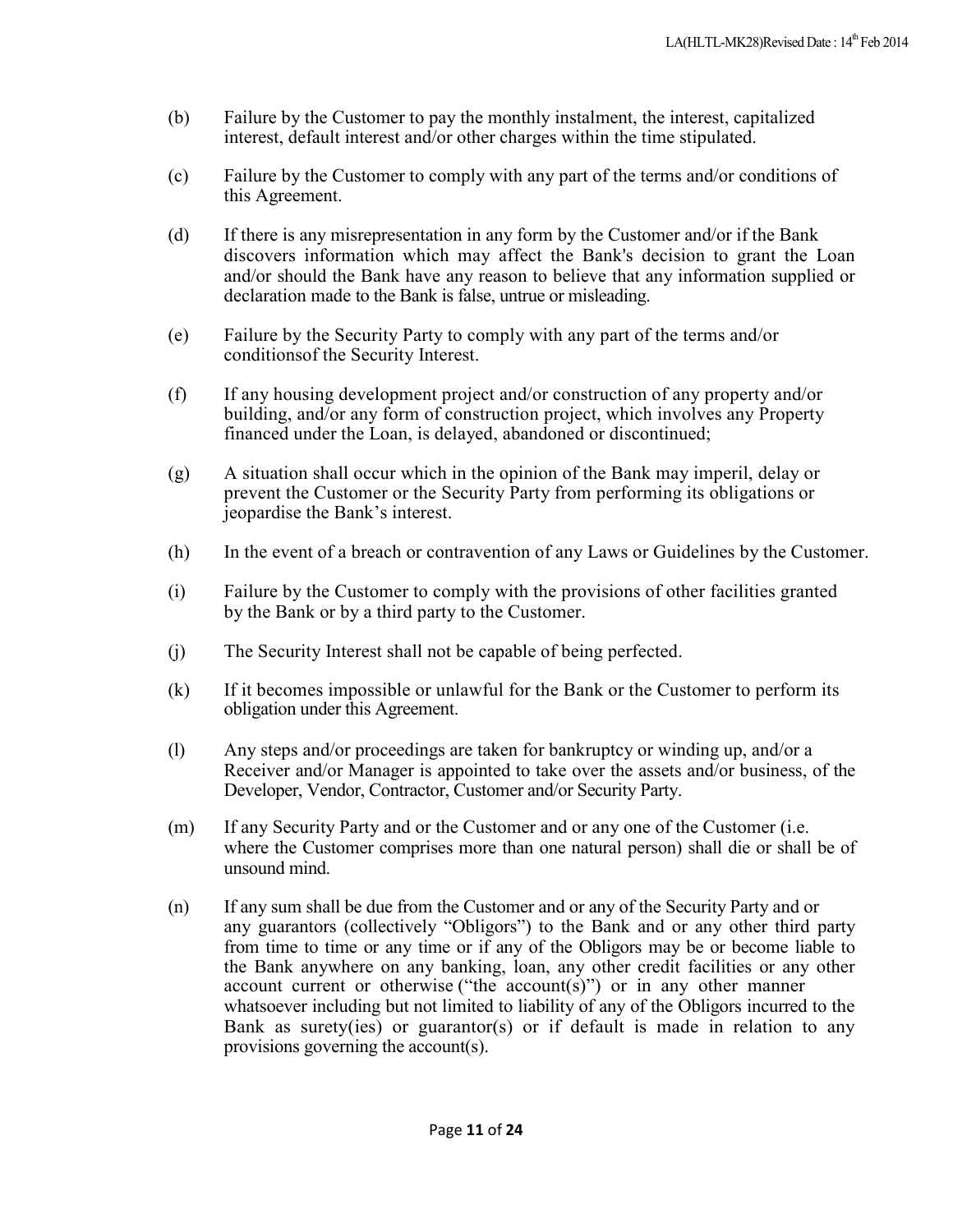(b) Failure by the Customer to pay the monthly instalment, the interest, capitalized interest, default interest and/or other charges within the time stipulated.

(c) Failure by the Customer to comply with any part of the terms and/or conditions of this Agreement.

(d) If there is any misrepresentation in any form by the Customer and/or if the Bank discovers information which may affect the Bank's decision to grant the Loan and/or should the Bank have any reason to believe that any information supplied or declaration made to the Bank is false, untrue or misleading.

(e) Failure by the Security Party to comply with any part of the terms and/or conditionsof the Security Interest.

(f) If any housing development project and/or construction of any property and/or building, and/or any form of construction project, which involves any Property financed under the Loan, is delayed, abandoned or discontinued;

(g) A situation shall occur which in the opinion of the Bank may imperil, delay or prevent the Customer or the Security Party from performing its obligations or jeopardise the Bank's interest.

(h) In the event of a breach or contravention of any Laws or Guidelines by the Customer.

(i) Failure by the Customer to comply with the provisions of other facilities granted by the Bank or by a third party to the Customer.

(j) The Security Interest shall not be capable of being perfected.

(k) If it becomes impossible or unlawful for the Bank or the Customer to perform its obligation under this Agreement.

(l) Any steps and/or proceedings are taken for bankruptcy or winding up, and/or a Receiver and/or Manager is appointed to take over the assets and/or business, of the Developer, Vendor, Contractor, Customer and/or Security Party.

(m) If any Security Party and or the Customer and or any one of the Customer (i.e. where the Customer comprises more than one natural person) shall die or shall be of unsound mind.

(n) If any sum shall be due from the Customer and or any of the Security Party and or any guarantors (collectively "Obligors") to the Bank and or any other third party from time to time or any time or if any of the Obligors may be or become liable to the Bank anywhere on any banking, loan, any other credit facilities or any other account current or otherwise ("the account(s)") or in any other manner whatsoever including but not limited to liability of any of the Obligors incurred to the Bank as surety(ies) or guarantor(s) or if default is made in relation to any provisions governing the account(s).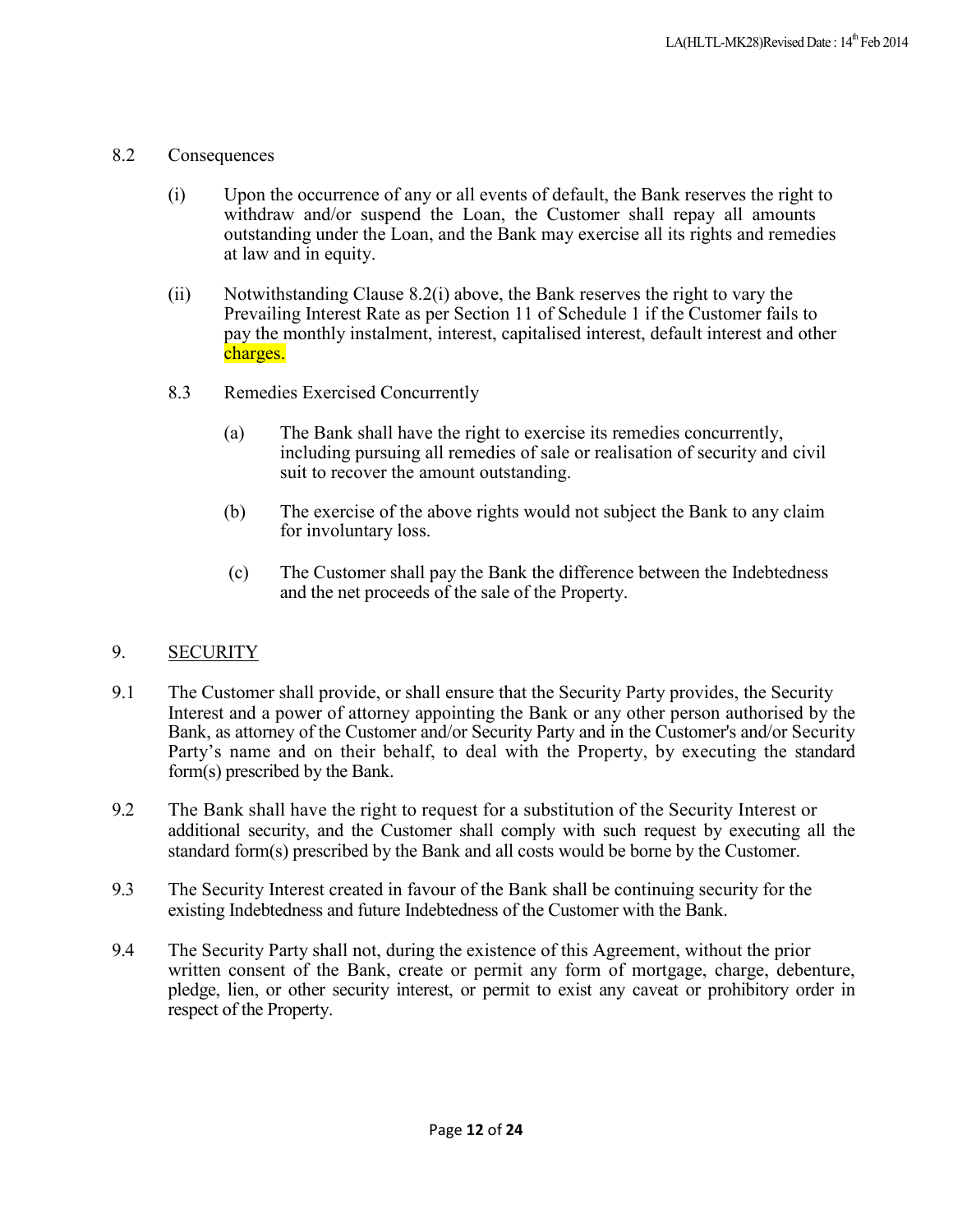8.2 Consequences

(i) Upon the occurrence of any or all events of default, the Bank reserves the right to withdraw and/or suspend the Loan, the Customer shall repay all amounts outstanding under the Loan, and the Bank may exercise all its rights and remedies at law and in equity.

(ii) Notwithstanding Clause 8.2(i) above, the Bank reserves the right to vary the Prevailing Interest Rate as per Section 11 of Schedule 1 if the Customer fails to pay the monthly instalment, interest, capitalised interest, default interest and other charges.

8.3 Remedies Exercised Concurrently

(a) The Bank shall have the right to exercise its remedies concurrently, including pursuing all remedies of sale or realisation of security and civil suit to recover the amount outstanding.

(b) The exercise of the above rights would not subject the Bank to any claim for involuntary loss.

(c) The Customer shall pay the Bank the difference between the Indebtedness and the net proceeds of the sale of the Property.

## 9. SECURITY

9.1 The Customer shall provide, or shall ensure that the Security Party provides, the Security Interest and a power of attorney appointing the Bank or any other person authorised by the Bank, as attorney of the Customer and/or Security Party and in the Customer's and/or Security Party's name and on their behalf, to deal with the Property, by executing the standard form(s) prescribed by the Bank.

9.2 The Bank shall have the right to request for a substitution of the Security Interest or additional security, and the Customer shall comply with such request by executing all the standard form(s) prescribed by the Bank and all costs would be borne by the Customer.

9.3 The Security Interest created in favour of the Bank shall be continuing security for the existing Indebtedness and future Indebtedness of the Customer with the Bank.

9.4 The Security Party shall not, during the existence of this Agreement, without the prior written consent of the Bank, create or permit any form of mortgage, charge, debenture, pledge, lien, or other security interest, or permit to exist any caveat or prohibitory order in respect of the Property.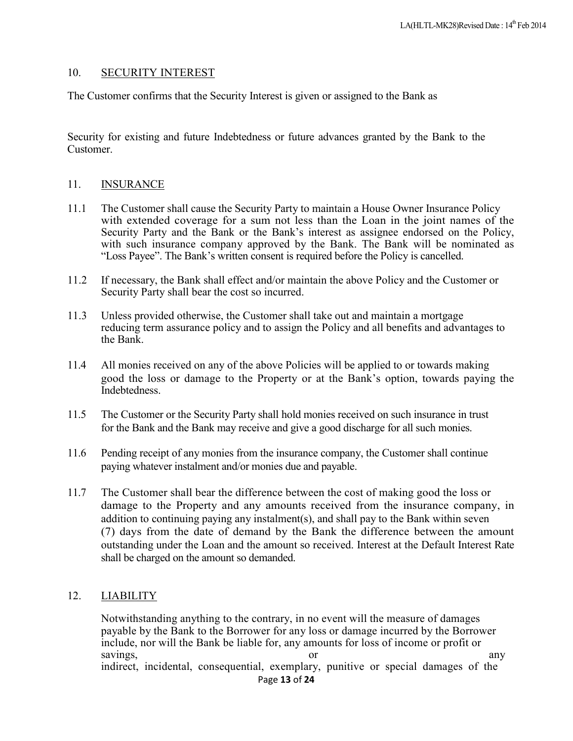## 10. SECURITY INTEREST

The Customer confirms that the Security Interest is given or assigned to the Bank as

Security for existing and future Indebtedness or future advances granted by the Bank to the Customer.

## 11. INSURANCE

11.1 The Customer shall cause the Security Party to maintain a House Owner Insurance Policy with extended coverage for a sum not less than the Loan in the joint names of the Security Party and the Bank or the Bank's interest as assignee endorsed on the Policy, with such insurance company approved by the Bank. The Bank will be nominated as "Loss Payee". The Bank's written consent is required before the Policy is cancelled.

11.2 If necessary, the Bank shall effect and/or maintain the above Policy and the Customer or Security Party shall bear the cost so incurred.

11.3 Unless provided otherwise, the Customer shall take out and maintain a mortgage reducing term assurance policy and to assign the Policy and all benefits and advantages to the Bank.

11.4 All monies received on any of the above Policies will be applied to or towards making good the loss or damage to the Property or at the Bank's option, towards paying the Indebtedness.

11.5 The Customer or the Security Party shall hold monies received on such insurance in trust for the Bank and the Bank may receive and give a good discharge for all such monies.

11.6 Pending receipt of any monies from the insurance company, the Customer shall continue paying whatever instalment and/or monies due and payable.

11.7 The Customer shall bear the difference between the cost of making good the loss or damage to the Property and any amounts received from the insurance company, in addition to continuing paying any instalment(s), and shall pay to the Bank within seven (7) days from the date of demand by the Bank the difference between the amount outstanding under the Loan and the amount so received. Interest at the Default Interest Rate shall be charged on the amount so demanded.

## 12. LIABILITY

Notwithstanding anything to the contrary, in no event will the measure of damages payable by the Bank to the Borrower for any loss or damage incurred by the Borrower include, nor will the Bank be liable for, any amounts for loss of income or profit or savings, or any indirect, incidental, consequential, exemplary, punitive or special damages of the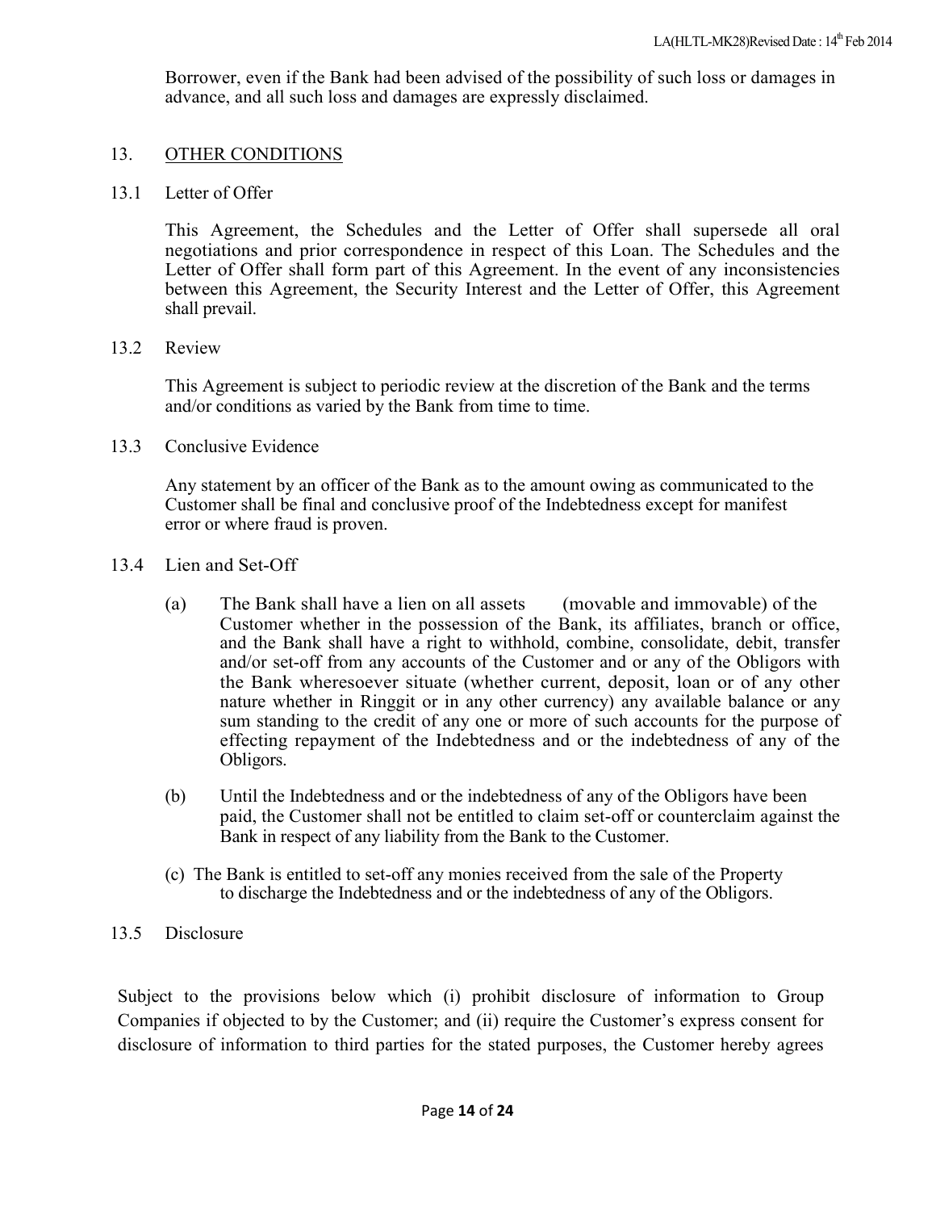Borrower, even if the Bank had been advised of the possibility of such loss or damages in advance, and all such loss and damages are expressly disclaimed.

## 13. OTHER CONDITIONS

### 13.1 Letter of Offer

This Agreement, the Schedules and the Letter of Offer shall supersede all oral negotiations and prior correspondence in respect of this Loan. The Schedules and the Letter of Offer shall form part of this Agreement. In the event of any inconsistencies between this Agreement, the Security Interest and the Letter of Offer, this Agreement shall prevail.

### 13.2 Review

This Agreement is subject to periodic review at the discretion of the Bank and the terms and/or conditions as varied by the Bank from time to time.

### 13.3 Conclusive Evidence

Any statement by an officer of the Bank as to the amount owing as communicated to the Customer shall be final and conclusive proof of the Indebtedness except for manifest error or where fraud is proven.

### 13.4 Lien and Set-Off

(a) The Bank shall have a lien on all assets (movable and immovable) of the Customer whether in the possession of the Bank, its affiliates, branch or office, and the Bank shall have a right to withhold, combine, consolidate, debit, transfer and/or set-off from any accounts of the Customer and or any of the Obligors with the Bank wheresoever situate (whether current, deposit, loan or of any other nature whether in Ringgit or in any other currency) any available balance or any sum standing to the credit of any one or more of such accounts for the purpose of effecting repayment of the Indebtedness and or the indebtedness of any of the Obligors.

(b) Until the Indebtedness and or the indebtedness of any of the Obligors have been paid, the Customer shall not be entitled to claim set-off or counterclaim against the Bank in respect of any liability from the Bank to the Customer.

(c) The Bank is entitled to set-off any monies received from the sale of the Property to discharge the Indebtedness and or the indebtedness of any of the Obligors.

### 13.5 Disclosure

Subject to the provisions below which (i) prohibit disclosure of information to Group Companies if objected to by the Customer; and (ii) require the Customer's express consent for disclosure of information to third parties for the stated purposes, the Customer hereby agrees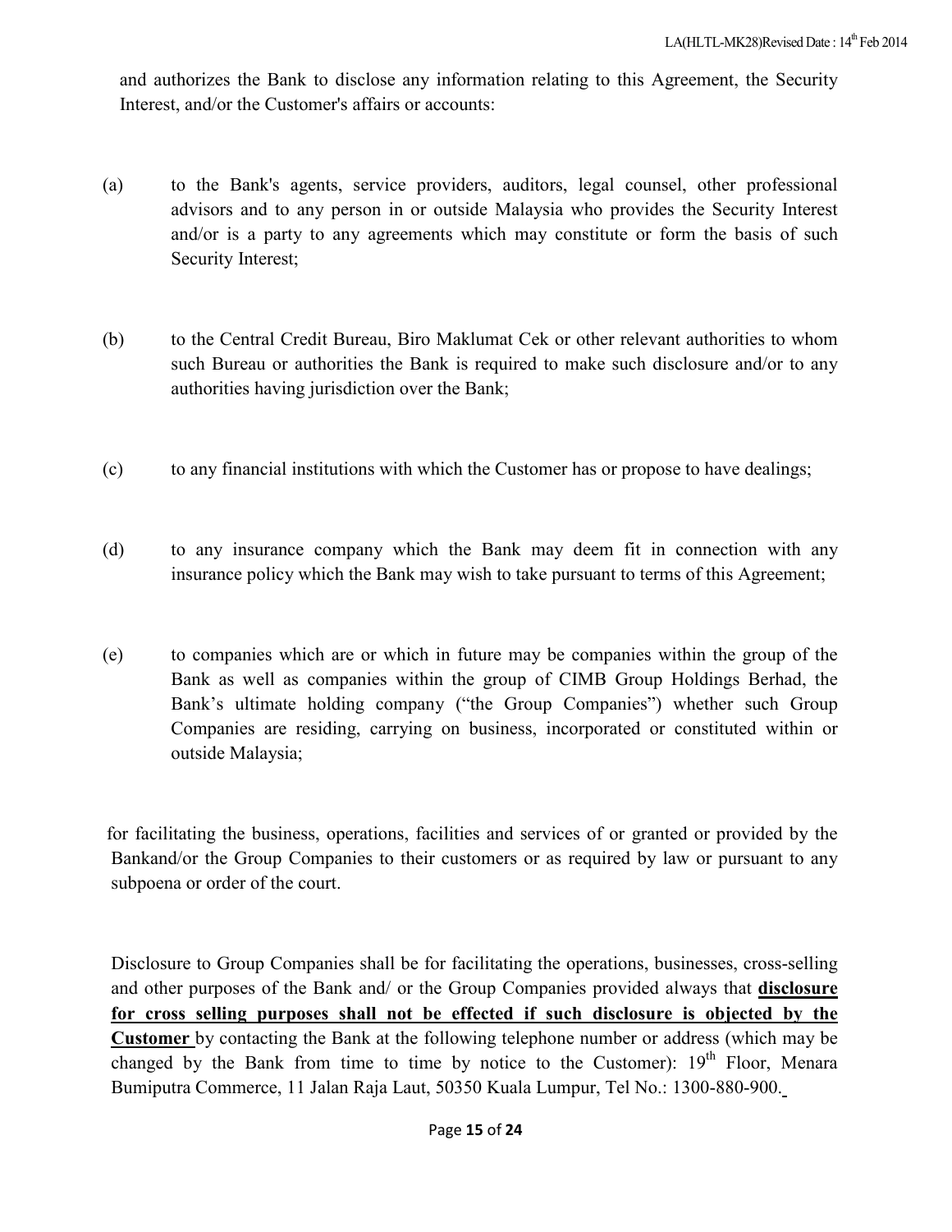and authorizes the Bank to disclose any information relating to this Agreement, the Security Interest, and/or the Customer's affairs or accounts:

(a) to the Bank's agents, service providers, auditors, legal counsel, other professional advisors and to any person in or outside Malaysia who provides the Security Interest and/or is a party to any agreements which may constitute or form the basis of such Security Interest;

(b) to the Central Credit Bureau, Biro Maklumat Cek or other relevant authorities to whom such Bureau or authorities the Bank is required to make such disclosure and/or to any authorities having jurisdiction over the Bank;

(c) to any financial institutions with which the Customer has or propose to have dealings;

(d) to any insurance company which the Bank may deem fit in connection with any insurance policy which the Bank may wish to take pursuant to terms of this Agreement;

(e) to companies which are or which in future may be companies within the group of the Bank as well as companies within the group of CIMB Group Holdings Berhad, the Bank's ultimate holding company ("the Group Companies") whether such Group Companies are residing, carrying on business, incorporated or constituted within or outside Malaysia;

for facilitating the business, operations, facilities and services of or granted or provided by the Bankand/or the Group Companies to their customers or as required by law or pursuant to any subpoena or order of the court.

Disclosure to Group Companies shall be for facilitating the operations, businesses, cross-selling and other purposes of the Bank and/ or the Group Companies provided always that **disclosure for cross selling purposes shall not be effected if such disclosure is objected by the Customer** by contacting the Bank at the following telephone number or address (which may be changed by the Bank from time to time by notice to the Customer): 19th Floor, Menara Bumiputra Commerce, 11 Jalan Raja Laut, 50350 Kuala Lumpur, Tel No.: 1300-880-900.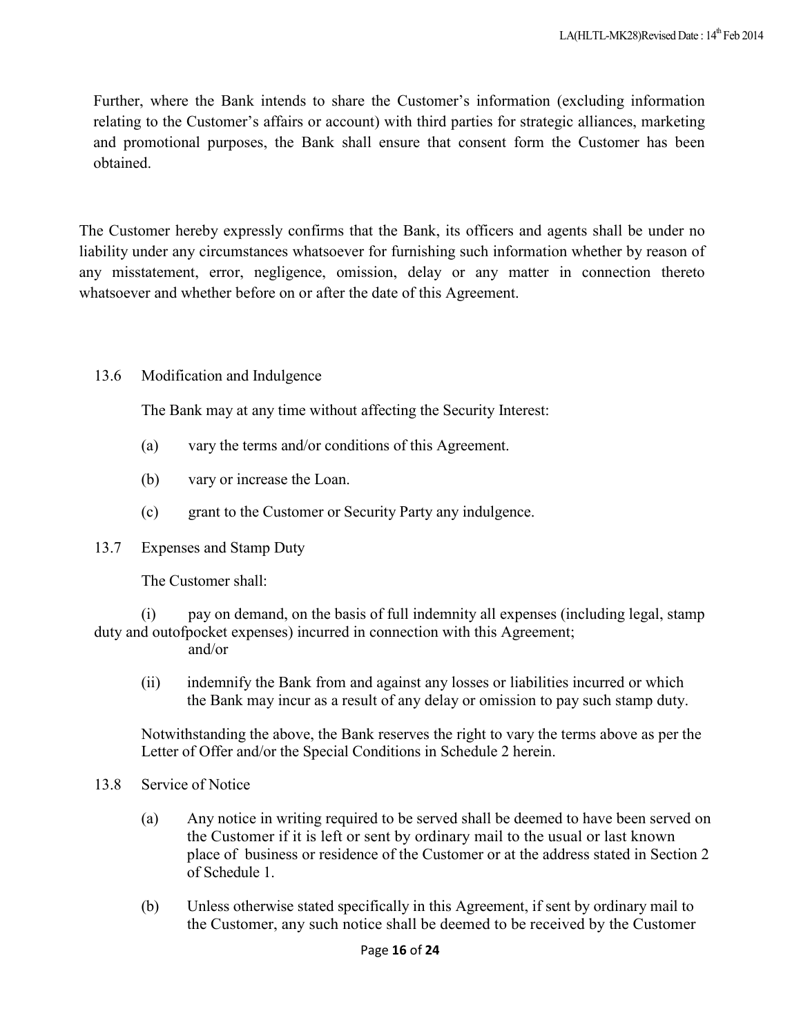Further, where the Bank intends to share the Customer's information (excluding information relating to the Customer's affairs or account) with third parties for strategic alliances, marketing and promotional purposes, the Bank shall ensure that consent form the Customer has been obtained.

The Customer hereby expressly confirms that the Bank, its officers and agents shall be under no liability under any circumstances whatsoever for furnishing such information whether by reason of any misstatement, error, negligence, omission, delay or any matter in connection thereto whatsoever and whether before on or after the date of this Agreement.

13.6 Modification and Indulgence

The Bank may at any time without affecting the Security Interest:

(a) vary the terms and/or conditions of this Agreement.

(b) vary or increase the Loan.

(c) grant to the Customer or Security Party any indulgence.

13.7 Expenses and Stamp Duty

The Customer shall:

(i) pay on demand, on the basis of full indemnity all expenses (including legal, stamp duty and outofpocket expenses) incurred in connection with this Agreement; and/or

(ii) indemnify the Bank from and against any losses or liabilities incurred or which the Bank may incur as a result of any delay or omission to pay such stamp duty.

Notwithstanding the above, the Bank reserves the right to vary the terms above as per the Letter of Offer and/or the Special Conditions in Schedule 2 herein.

13.8 Service of Notice

(a) Any notice in writing required to be served shall be deemed to have been served on the Customer if it is left or sent by ordinary mail to the usual or last known place of business or residence of the Customer or at the address stated in Section 2 of Schedule 1.

(b) Unless otherwise stated specifically in this Agreement, if sent by ordinary mail to the Customer, any such notice shall be deemed to be received by the Customer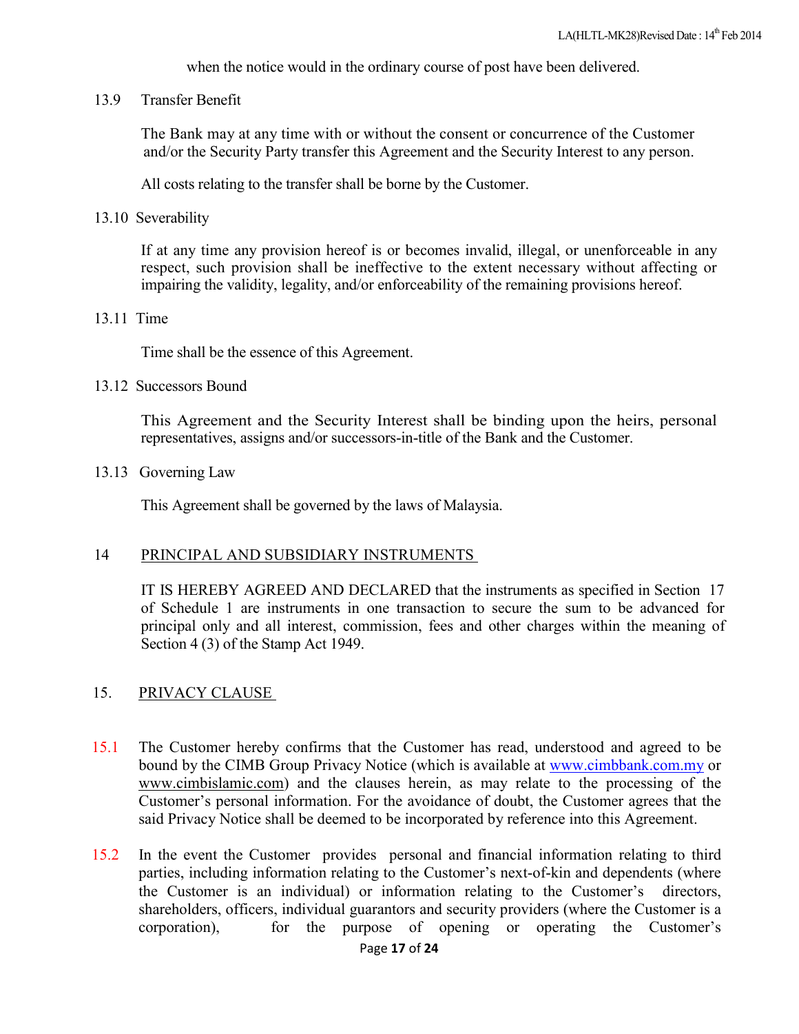when the notice would in the ordinary course of post have been delivered.

13.9 Transfer Benefit

The Bank may at any time with or without the consent or concurrence of the Customer and/or the Security Party transfer this Agreement and the Security Interest to any person.

All costs relating to the transfer shall be borne by the Customer.

13.10 Severability

If at any time any provision hereof is or becomes invalid, illegal, or unenforceable in any respect, such provision shall be ineffective to the extent necessary without affecting or impairing the validity, legality, and/or enforceability of the remaining provisions hereof.

13.11 Time

Time shall be the essence of this Agreement.

13.12 Successors Bound

This Agreement and the Security Interest shall be binding upon the heirs, personal representatives, assigns and/or successors-in-title of the Bank and the Customer.

13.13 Governing Law

This Agreement shall be governed by the laws of Malaysia.

## 14 PRINCIPAL AND SUBSIDIARY INSTRUMENTS

IT IS HEREBY AGREED AND DECLARED that the instruments as specified in Section 17 of Schedule 1 are instruments in one transaction to secure the sum to be advanced for principal only and all interest, commission, fees and other charges within the meaning of Section 4 (3) of the Stamp Act 1949.

## 15. PRIVACY CLAUSE

15.1 The Customer hereby confirms that the Customer has read, understood and agreed to be bound by the CIMB Group Privacy Notice (which is available at www.cimbbank.com.my or www.cimbislamic.com) and the clauses herein, as may relate to the processing of the Customer's personal information. For the avoidance of doubt, the Customer agrees that the said Privacy Notice shall be deemed to be incorporated by reference into this Agreement.

15.2 In the event the Customer provides personal and financial information relating to third parties, including information relating to the Customer's next-of-kin and dependents (where the Customer is an individual) or information relating to the Customer's directors, shareholders, officers, individual guarantors and security providers (where the Customer is a corporation), for the purpose of opening or operating the Customer's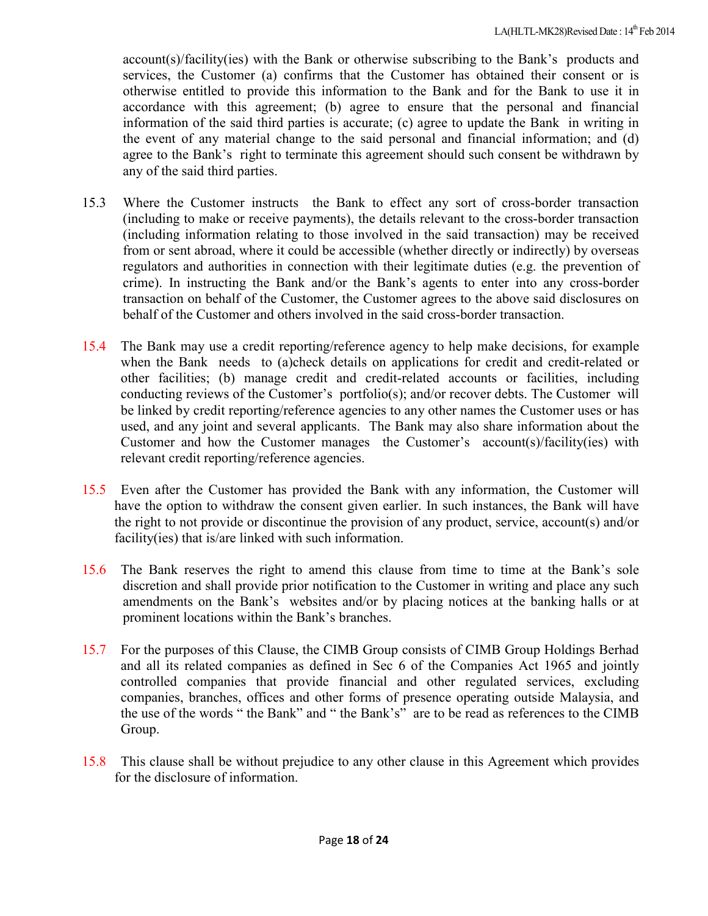account(s)/facility(ies) with the Bank or otherwise subscribing to the Bank's products and services, the Customer (a) confirms that the Customer has obtained their consent or is otherwise entitled to provide this information to the Bank and for the Bank to use it in accordance with this agreement; (b) agree to ensure that the personal and financial information of the said third parties is accurate; (c) agree to update the Bank in writing in the event of any material change to the said personal and financial information; and (d) agree to the Bank's right to terminate this agreement should such consent be withdrawn by any of the said third parties.

15.3 Where the Customer instructs the Bank to effect any sort of cross-border transaction (including to make or receive payments), the details relevant to the cross-border transaction (including information relating to those involved in the said transaction) may be received from or sent abroad, where it could be accessible (whether directly or indirectly) by overseas regulators and authorities in connection with their legitimate duties (e.g. the prevention of crime). In instructing the Bank and/or the Bank's agents to enter into any cross-border transaction on behalf of the Customer, the Customer agrees to the above said disclosures on behalf of the Customer and others involved in the said cross-border transaction.

15.4 The Bank may use a credit reporting/reference agency to help make decisions, for example when the Bank needs to (a)check details on applications for credit and credit-related or other facilities; (b) manage credit and credit-related accounts or facilities, including conducting reviews of the Customer's portfolio(s); and/or recover debts. The Customer will be linked by credit reporting/reference agencies to any other names the Customer uses or has used, and any joint and several applicants. The Bank may also share information about the Customer and how the Customer manages the Customer's account(s)/facility(ies) with relevant credit reporting/reference agencies.

15.5 Even after the Customer has provided the Bank with any information, the Customer will have the option to withdraw the consent given earlier. In such instances, the Bank will have the right to not provide or discontinue the provision of any product, service, account(s) and/or facility(ies) that is/are linked with such information.

15.6 The Bank reserves the right to amend this clause from time to time at the Bank's sole discretion and shall provide prior notification to the Customer in writing and place any such amendments on the Bank's websites and/or by placing notices at the banking halls or at prominent locations within the Bank's branches.

15.7 For the purposes of this Clause, the CIMB Group consists of CIMB Group Holdings Berhad and all its related companies as defined in Sec 6 of the Companies Act 1965 and jointly controlled companies that provide financial and other regulated services, excluding companies, branches, offices and other forms of presence operating outside Malaysia, and the use of the words " the Bank" and " the Bank's" are to be read as references to the CIMB Group.

15.8 This clause shall be without prejudice to any other clause in this Agreement which provides for the disclosure of information.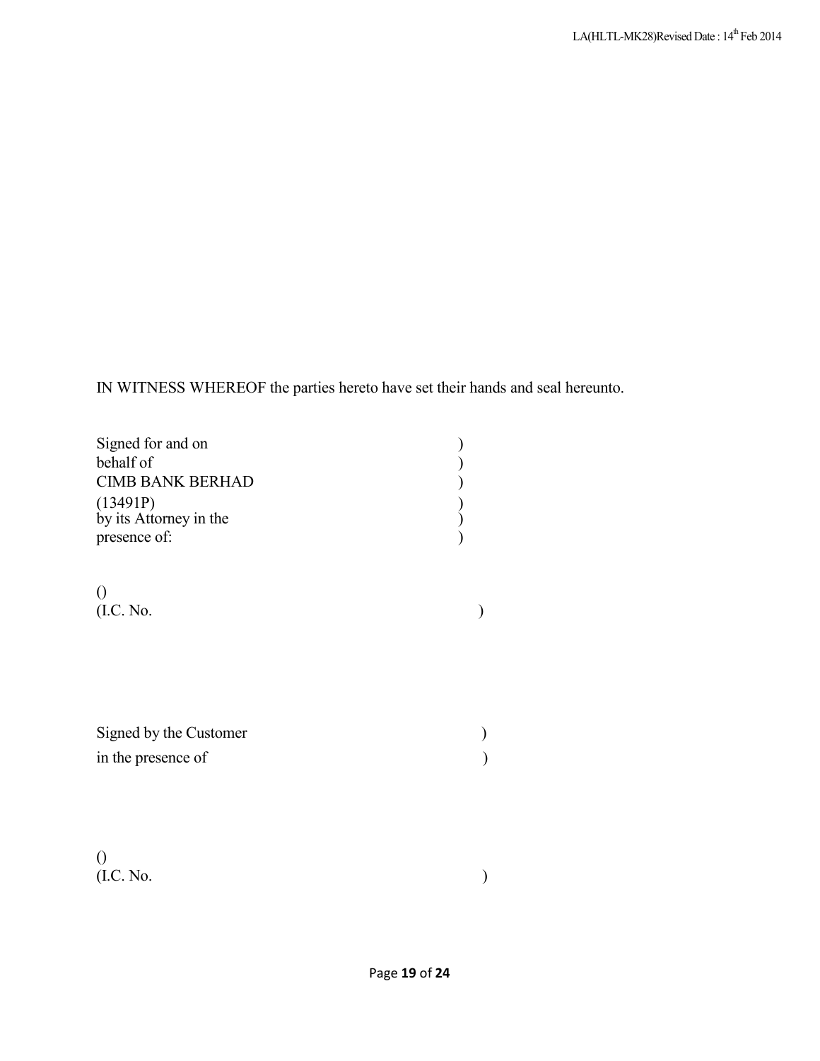IN WITNESS WHEREOF the parties hereto have set their hands and seal hereunto.

Signed for and on )
behalf of )
CIMB BANK BERHAD )
(13491P) )
by its Attorney in the )
presence of: )

()
(I.C. No. )

Signed by the Customer )
in the presence of )

()
(I.C. No. )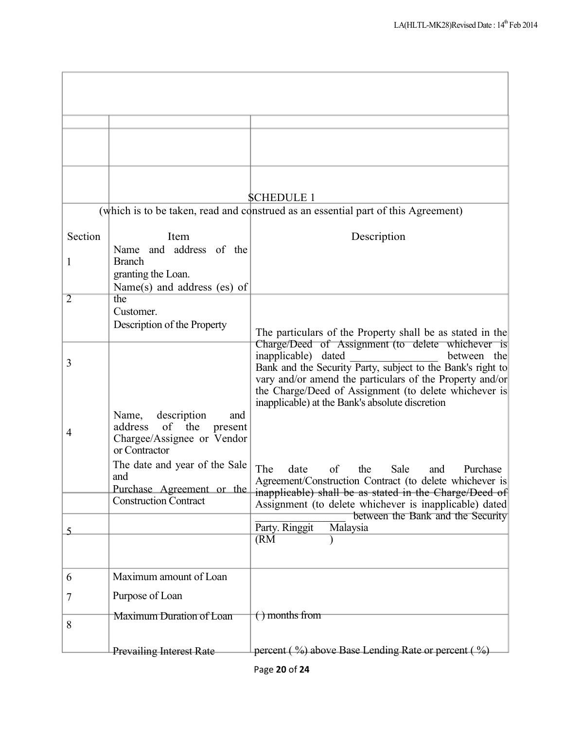# SCHEDULE 1

(which is to be taken, read and construed as an essential part of this Agreement)

| Section | Item | Description |
|---|---|---|
| 1 | Name and address of the Branch granting the Loan. | |
| 2 | Name(s) and address (es) of the Customer. | |
| 3 | Description of the Property | The particulars of the Property shall be as stated in the Charge/Deed of Assignment (to delete whichever is inapplicable) dated ________________ between the Bank and the Security Party, subject to the Bank's right to vary and/or amend the particulars of the Property and/or the Charge/Deed of Assignment (to delete whichever is inapplicable) at the Bank's absolute discretion |
| 4 | Name, description and address of the present Chargee/Assignee or Vendor or Contractor | |
| | The date and year of the Sale and Purchase Agreement or the Construction Contract | The date of the Sale and Purchase Agreement/Construction Contract (to delete whichever is inapplicable) shall be as stated in the Charge/Deed of Assignment (to delete whichever is inapplicable) dated ________________ between the Bank and the Security Party. |
| 5 | Maximum amount of Loan | Ringgit Malaysia (RM ) |
| 6 | Purpose of Loan | |
| 7 | Maximum Duration of Loan | ( ) months from |
| 8 | Prevailing Interest Rate | percent ( %) above Base Lending Rate or percent ( %) |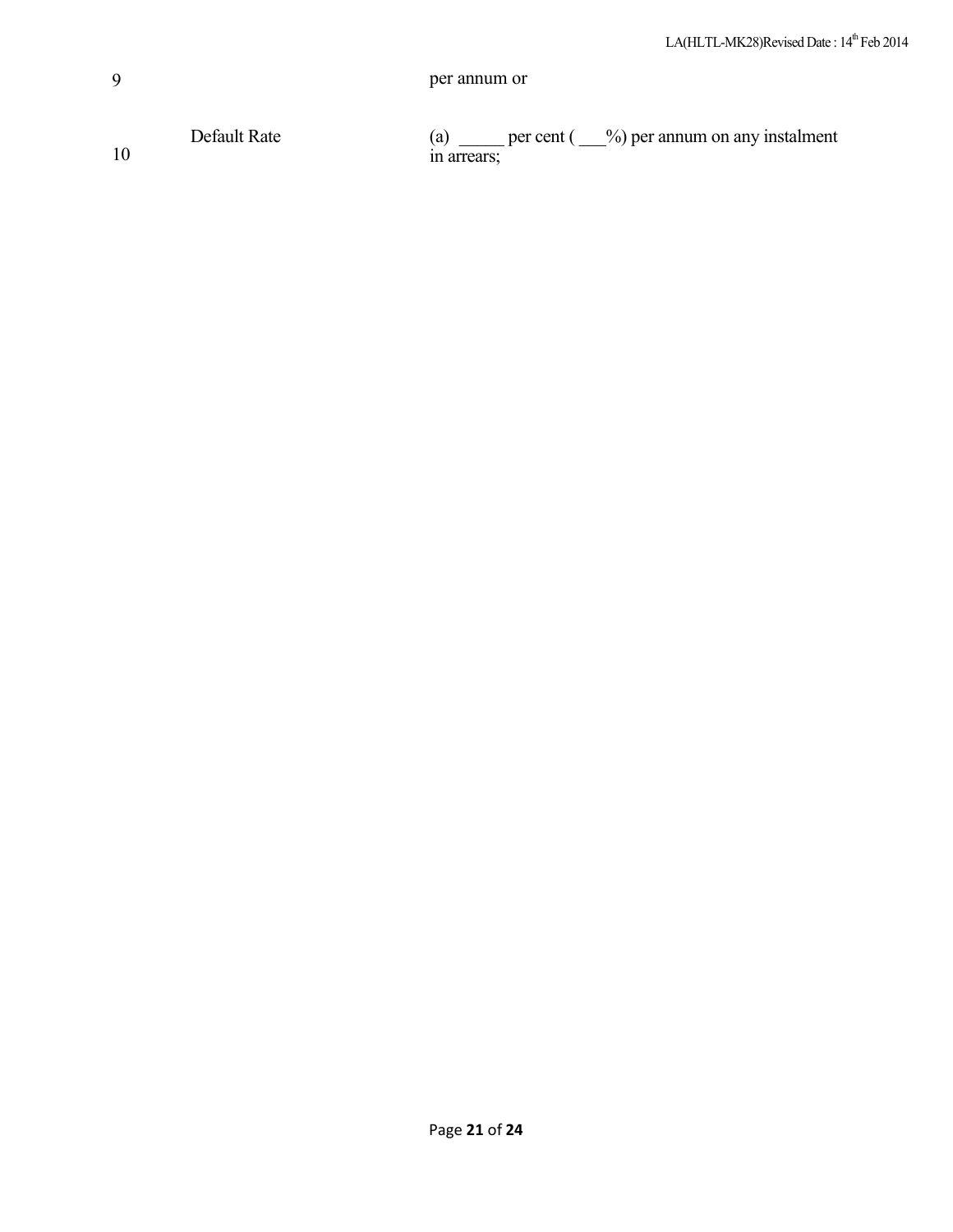| | | |
|---|---|---|
| 9 | | per annum or |
| 10 | Default Rate | (a) _____ per cent ( ___%) per annum on any instalment in arrears; |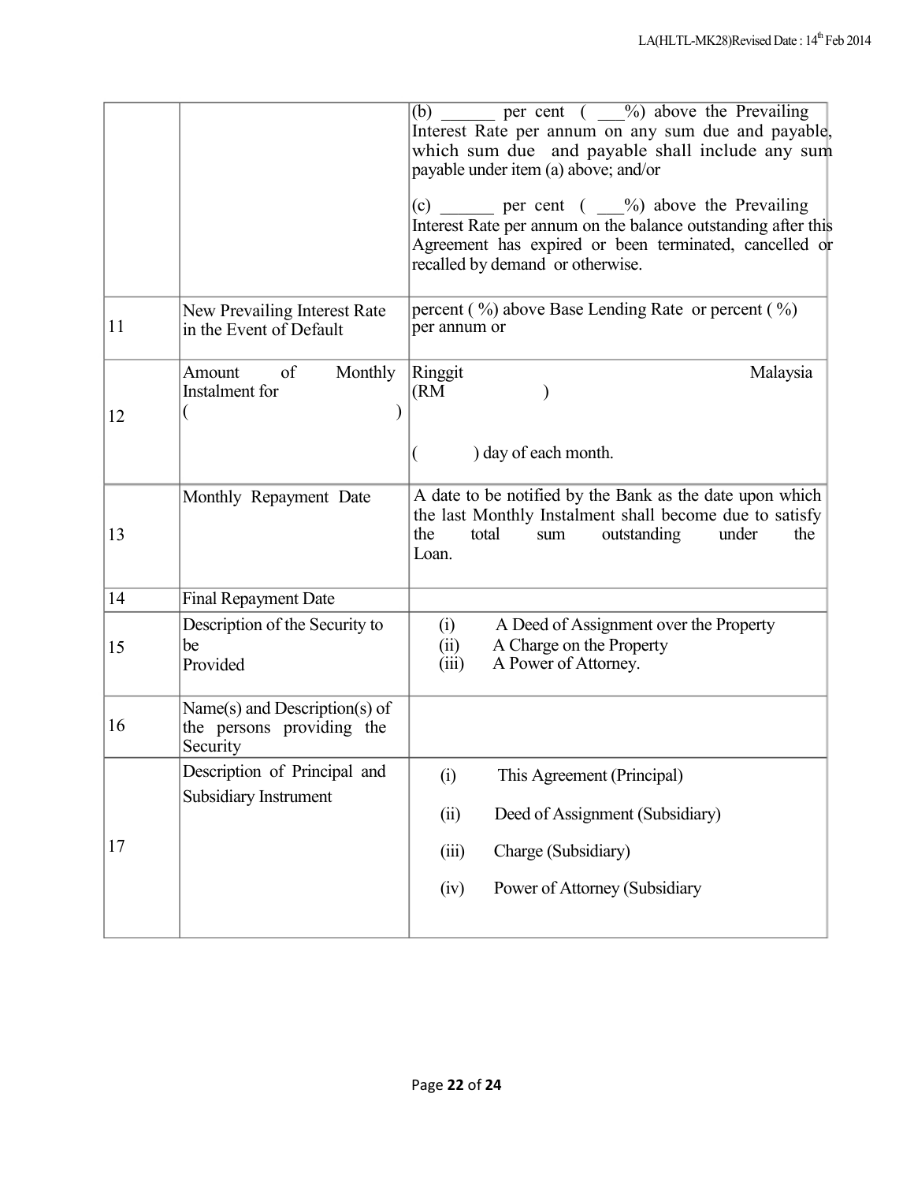| | | |
|---|---|---|
| | | (b) ______ per cent ( ___%) above the Prevailing Interest Rate per annum on any sum due and payable, which sum due and payable shall include any sum payable under item (a) above; and/or<br><br>(c) ______ per cent ( ___%) above the Prevailing Interest Rate per annum on the balance outstanding after this Agreement has expired or been terminated, cancelled or recalled by demand or otherwise. |
| 11 | New Prevailing Interest Rate in the Event of Default | percent ( %) above Base Lending Rate or percent ( %) per annum or |
| 12 | Amount of Monthly Instalment for ( ) | Ringgit Malaysia (RM )<br><br>( ) day of each month. |
| 13 | Monthly Repayment Date | A date to be notified by the Bank as the date upon which the last Monthly Instalment shall become due to satisfy the total sum outstanding under the Loan. |
| 14 | Final Repayment Date | |
| 15 | Description of the Security to be Provided | (i) A Deed of Assignment over the Property<br>(ii) A Charge on the Property<br>(iii) A Power of Attorney. |
| 16 | Name(s) and Description(s) of the persons providing the Security | |
| 17 | Description of Principal and Subsidiary Instrument | (i) This Agreement (Principal)<br>(ii) Deed of Assignment (Subsidiary)<br>(iii) Charge (Subsidiary)<br>(iv) Power of Attorney (Subsidiary |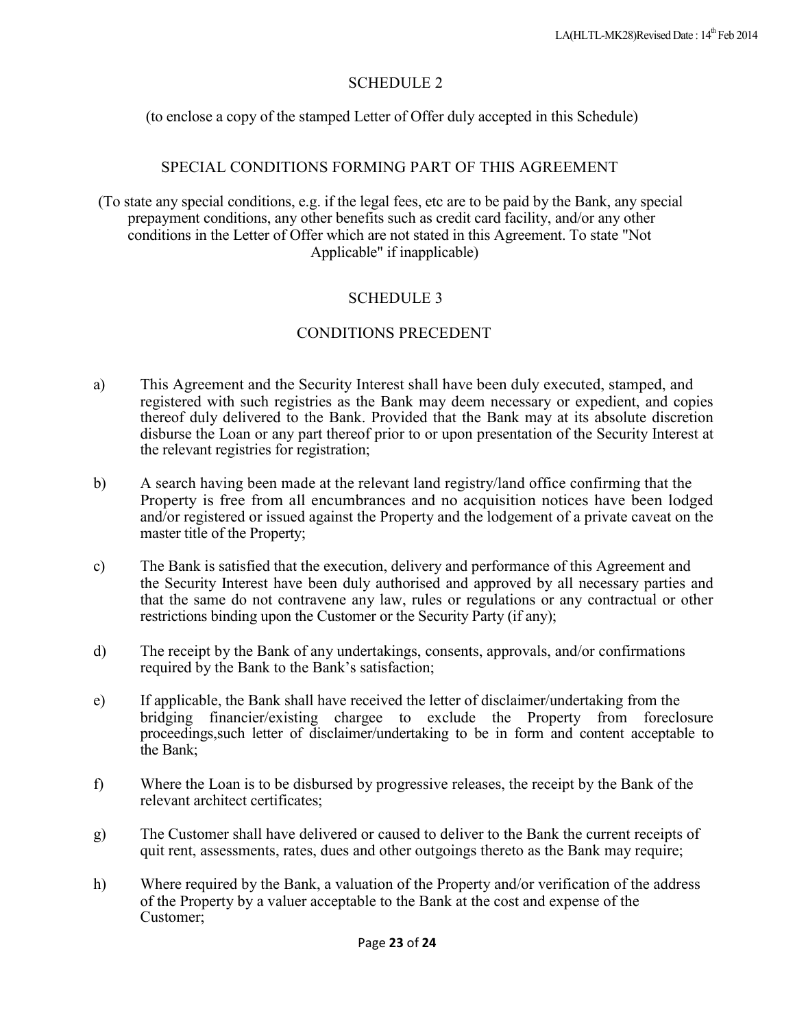## SCHEDULE 2

(to enclose a copy of the stamped Letter of Offer duly accepted in this Schedule)

## SPECIAL CONDITIONS FORMING PART OF THIS AGREEMENT

(To state any special conditions, e.g. if the legal fees, etc are to be paid by the Bank, any special prepayment conditions, any other benefits such as credit card facility, and/or any other conditions in the Letter of Offer which are not stated in this Agreement. To state "Not Applicable" if inapplicable)

## SCHEDULE 3

## CONDITIONS PRECEDENT

a) This Agreement and the Security Interest shall have been duly executed, stamped, and registered with such registries as the Bank may deem necessary or expedient, and copies thereof duly delivered to the Bank. Provided that the Bank may at its absolute discretion disburse the Loan or any part thereof prior to or upon presentation of the Security Interest at the relevant registries for registration;

b) A search having been made at the relevant land registry/land office confirming that the Property is free from all encumbrances and no acquisition notices have been lodged and/or registered or issued against the Property and the lodgement of a private caveat on the master title of the Property;

c) The Bank is satisfied that the execution, delivery and performance of this Agreement and the Security Interest have been duly authorised and approved by all necessary parties and that the same do not contravene any law, rules or regulations or any contractual or other restrictions binding upon the Customer or the Security Party (if any);

d) The receipt by the Bank of any undertakings, consents, approvals, and/or confirmations required by the Bank to the Bank's satisfaction;

e) If applicable, the Bank shall have received the letter of disclaimer/undertaking from the bridging financier/existing chargee to exclude the Property from foreclosure proceedings,such letter of disclaimer/undertaking to be in form and content acceptable to the Bank;

f) Where the Loan is to be disbursed by progressive releases, the receipt by the Bank of the relevant architect certificates;

g) The Customer shall have delivered or caused to deliver to the Bank the current receipts of quit rent, assessments, rates, dues and other outgoings thereto as the Bank may require;

h) Where required by the Bank, a valuation of the Property and/or verification of the address of the Property by a valuer acceptable to the Bank at the cost and expense of the Customer;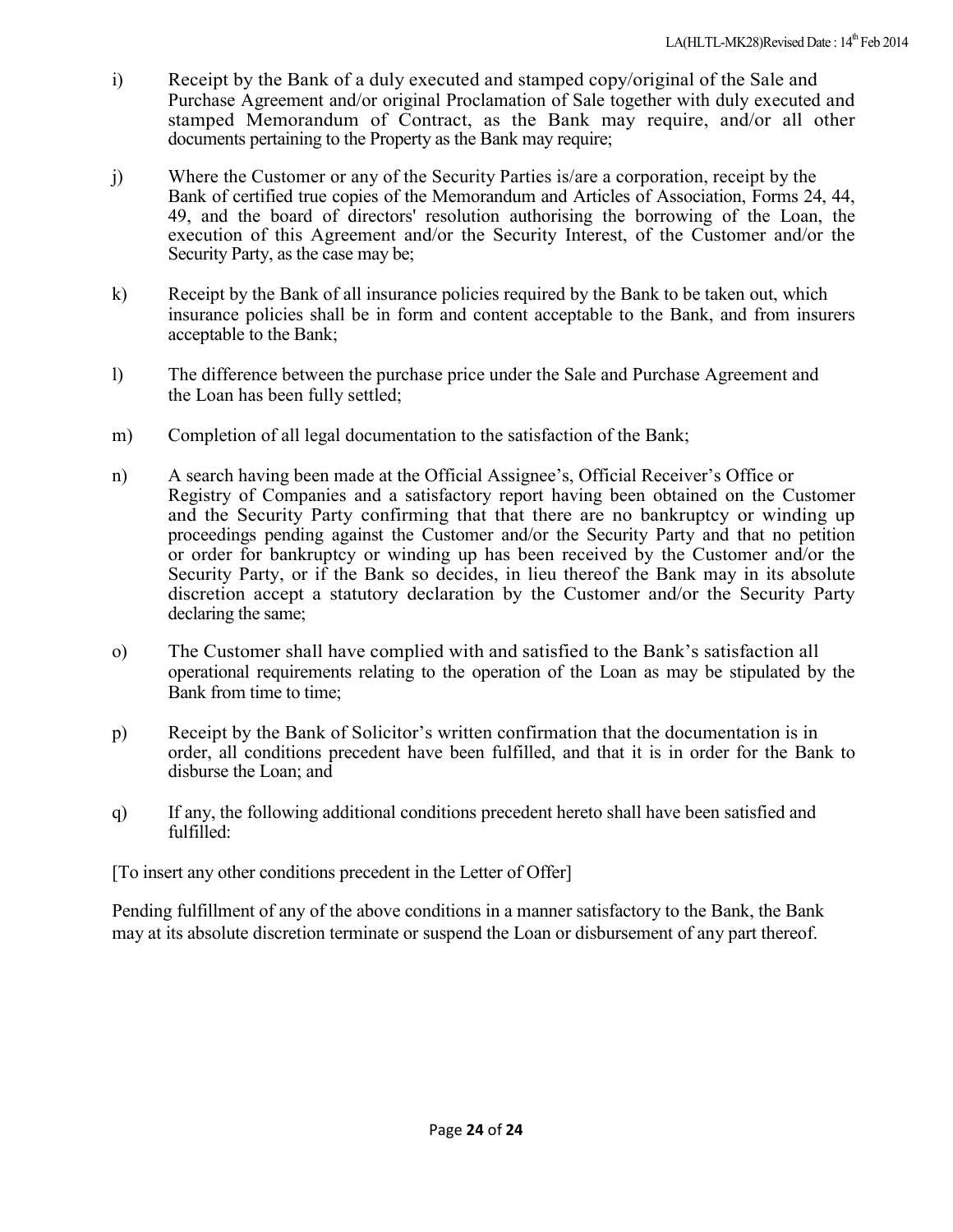i) Receipt by the Bank of a duly executed and stamped copy/original of the Sale and Purchase Agreement and/or original Proclamation of Sale together with duly executed and stamped Memorandum of Contract, as the Bank may require, and/or all other documents pertaining to the Property as the Bank may require;

j) Where the Customer or any of the Security Parties is/are a corporation, receipt by the Bank of certified true copies of the Memorandum and Articles of Association, Forms 24, 44, 49, and the board of directors' resolution authorising the borrowing of the Loan, the execution of this Agreement and/or the Security Interest, of the Customer and/or the Security Party, as the case may be;

k) Receipt by the Bank of all insurance policies required by the Bank to be taken out, which insurance policies shall be in form and content acceptable to the Bank, and from insurers acceptable to the Bank;

l) The difference between the purchase price under the Sale and Purchase Agreement and the Loan has been fully settled;

m) Completion of all legal documentation to the satisfaction of the Bank;

n) A search having been made at the Official Assignee's, Official Receiver's Office or Registry of Companies and a satisfactory report having been obtained on the Customer and the Security Party confirming that that there are no bankruptcy or winding up proceedings pending against the Customer and/or the Security Party and that no petition or order for bankruptcy or winding up has been received by the Customer and/or the Security Party, or if the Bank so decides, in lieu thereof the Bank may in its absolute discretion accept a statutory declaration by the Customer and/or the Security Party declaring the same;

o) The Customer shall have complied with and satisfied to the Bank's satisfaction all operational requirements relating to the operation of the Loan as may be stipulated by the Bank from time to time;

p) Receipt by the Bank of Solicitor's written confirmation that the documentation is in order, all conditions precedent have been fulfilled, and that it is in order for the Bank to disburse the Loan; and

q) If any, the following additional conditions precedent hereto shall have been satisfied and fulfilled:

[To insert any other conditions precedent in the Letter of Offer]

Pending fulfillment of any of the above conditions in a manner satisfactory to the Bank, the Bank may at its absolute discretion terminate or suspend the Loan or disbursement of any part thereof.